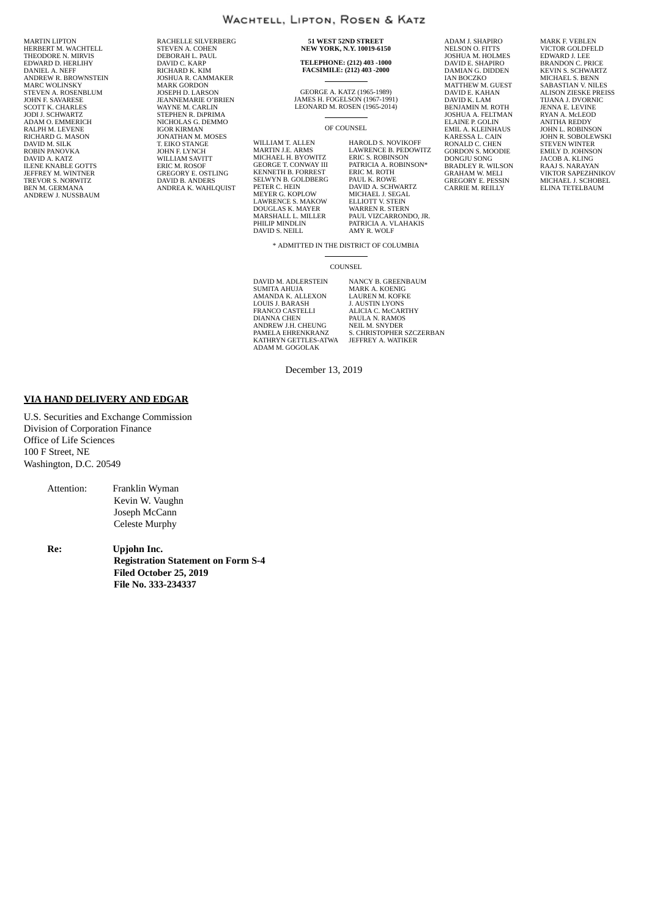# WACHTELL, LIPTON, ROSEN & KATZ

MARTIN LIPTON
HERBERT M. WACHTELL
THEODORE N. MIRVIS
EDWARD D. HERLIHY
DANIEL A. NEFF
ANDREW R. BROWNSTEIN
MARC WOLINSKY
STEVEN A. ROSENBLUM
JOHN F. SAVARESE
SCOTT K. CHARLES
JODI J. SCHWARTZ
ADAM O. EMMERICH
RALPH M. LEVENE
RICHARD G. MASON
DAVID M. SILK
ROBIN PANOVKA
DAVID A. KATZ
ILENE KNABLE GOTTS
JEFFREY M. WINTNER
TREVOR S. NORWITZ
BEN M. GERMANA
ANDREW J. NUSSBAUM

RACHELLE SILVERBERG
STEVEN A. COHEN
DEBORAH L. PAUL
DAVID C. KARP
RICHARD K. KIM
JOSHUA R. CAMMAKER
MARK GORDON
JOSEPH D. LARSON
JEANNEMARIE O'BRIEN
WAYNE M. CARLIN
STEPHEN R. DiPRIMA
NICHOLAS G. DEMMO
IGOR KIRMAN
JONATHAN M. MOSES
T. EIKO STANGE
JOHN F. LYNCH
WILLIAM SAVITT
ERIC M. ROSOF
GREGORY E. OSTLING
DAVID B. ANDERS
ANDREA K. WAHLQUIST

**51 WEST 52ND STREET**
**NEW YORK, N.Y. 10019-6150**

**TELEPHONE: (212) 403 -1000**
**FACSIMILE: (212) 403 -2000**

GEORGE A. KATZ (1965-1989)
JAMES H. FOGELSON (1967-1991)
LEONARD M. ROSEN (1965-2014)

OF COUNSEL

WILLIAM T. ALLEN
MARTIN J.E. ARMS
MICHAEL H. BYOWITZ
GEORGE T. CONWAY III
KENNETH B. FORREST
SELWYN B. GOLDBERG
PETER C. HEIN
MEYER G. KOPLOW
LAWRENCE S. MAKOW
DOUGLAS K. MAYER
MARSHALL L. MILLER
PHILIP MINDLIN
DAVID S. NEILL
HAROLD S. NOVIKOFF
LAWRENCE B. PEDOWITZ
ERIC S. ROBINSON
PATRICIA A. ROBINSON*
ERIC M. ROTH
PAUL K. ROWE
DAVID A. SCHWARTZ
MICHAEL J. SEGAL
ELLIOTT V. STEIN
WARREN R. STERN
PAUL VIZCARRONDO, JR.
PATRICIA A. VLAHAKIS
AMY R. WOLF

\* ADMITTED IN THE DISTRICT OF COLUMBIA

COUNSEL

DAVID M. ADLERSTEIN
SUMITA AHUJA
AMANDA K. ALLEXON
LOUIS J. BARASH
FRANCO CASTELLI
DIANNA CHEN
ANDREW J.H. CHEUNG
PAMELA EHRENKRANZ
KATHRYN GETTLES-ATWA
ADAM M. GOGOLAK
NANCY B. GREENBAUM
MARK A. KOENIG
LAUREN M. KOFKE
J. AUSTIN LYONS
ALICIA C. McCARTHY
PAULA N. RAMOS
NEIL M. SNYDER
S. CHRISTOPHER SZCZERBAN
JEFFREY A. WATIKER

ADAM J. SHAPIRO
NELSON O. FITTS
JOSHUA M. HOLMES
DAVID E. SHAPIRO
DAMIAN G. DIDDEN
IAN BOCZKO
MATTHEW M. GUEST
DAVID E. KAHAN
DAVID K. LAM
BENJAMIN M. ROTH
JOSHUA A. FELTMAN
ELAINE P. GOLIN
EMIL A. KLEINHAUS
KARESSA L. CAIN
RONALD C. CHEN
GORDON S. MOODIE
DONGJU SONG
BRADLEY R. WILSON
GRAHAM W. MELI
GREGORY E. PESSIN
CARRIE M. REILLY

MARK F. VEBLEN
VICTOR GOLDFELD
EDWARD J. LEE
BRANDON C. PRICE
KEVIN S. SCHWARTZ
MICHAEL S. BENN
SABASTIAN V. NILES
ALISON ZIESKE PREISS
TIJANA J. DVORNIC
JENNA E. LEVINE
RYAN A. McLEOD
ANITHA REDDY
JOHN L. ROBINSON
JOHN R. SOBOLEWSKI
STEVEN WINTER
EMILY D. JOHNSON
JACOB A. KLING
RAAJ S. NARAYAN
VIKTOR SAPEZHNIKOV
MICHAEL J. SCHOBEL
ELINA TETELBAUM

December 13, 2019

**VIA HAND DELIVERY AND EDGAR**

U.S. Securities and Exchange Commission
Division of Corporation Finance
Office of Life Sciences
100 F Street, NE
Washington, D.C. 20549

Attention: Franklin Wyman
Kevin W. Vaughn
Joseph McCann
Celeste Murphy

**Re: Upjohn Inc.**
**Registration Statement on Form S-4**
**Filed October 25, 2019**
**File No. 333-234337**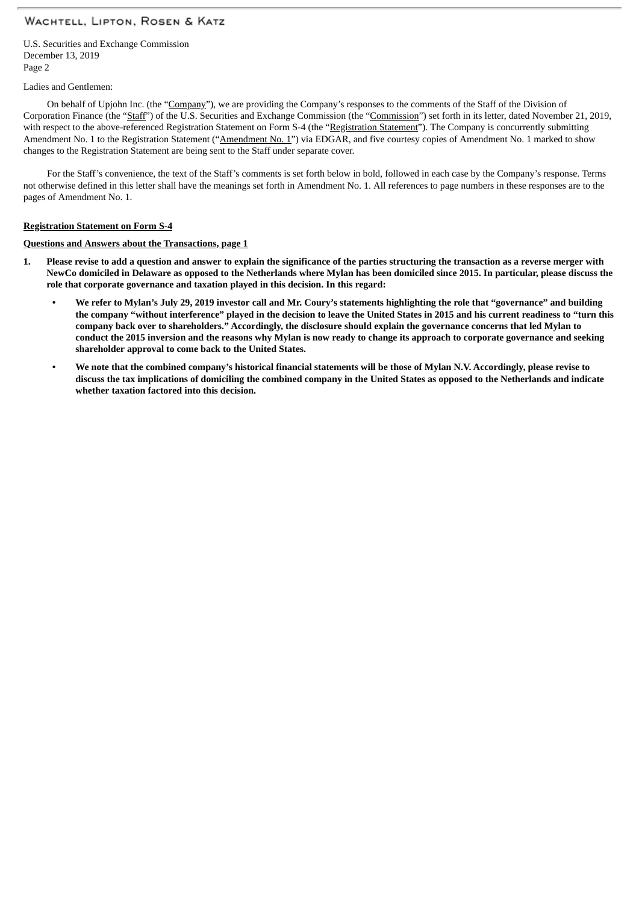U.S. Securities and Exchange Commission
December 13, 2019

Ladies and Gentlemen:

On behalf of Upjohn Inc. (the "Company"), we are providing the Company's responses to the comments of the Staff of the Division of Corporation Finance (the "Staff") of the U.S. Securities and Exchange Commission (the "Commission") set forth in its letter, dated November 21, 2019, with respect to the above-referenced Registration Statement on Form S-4 (the "Registration Statement"). The Company is concurrently submitting Amendment No. 1 to the Registration Statement ("Amendment No. 1") via EDGAR, and five courtesy copies of Amendment No. 1 marked to show changes to the Registration Statement are being sent to the Staff under separate cover.

For the Staff's convenience, the text of the Staff's comments is set forth below in bold, followed in each case by the Company's response. Terms not otherwise defined in this letter shall have the meanings set forth in Amendment No. 1. All references to page numbers in these responses are to the pages of Amendment No. 1.

**Registration Statement on Form S-4**

**Questions and Answers about the Transactions, page 1**

1. **Please revise to add a question and answer to explain the significance of the parties structuring the transaction as a reverse merger with NewCo domiciled in Delaware as opposed to the Netherlands where Mylan has been domiciled since 2015. In particular, please discuss the role that corporate governance and taxation played in this decision. In this regard:**

   - **We refer to Mylan's July 29, 2019 investor call and Mr. Coury's statements highlighting the role that "governance" and building the company "without interference" played in the decision to leave the United States in 2015 and his current readiness to "turn this company back over to shareholders." Accordingly, the disclosure should explain the governance concerns that led Mylan to conduct the 2015 inversion and the reasons why Mylan is now ready to change its approach to corporate governance and seeking shareholder approval to come back to the United States.**

   - **We note that the combined company's historical financial statements will be those of Mylan N.V. Accordingly, please revise to discuss the tax implications of domiciling the combined company in the United States as opposed to the Netherlands and indicate whether taxation factored into this decision.**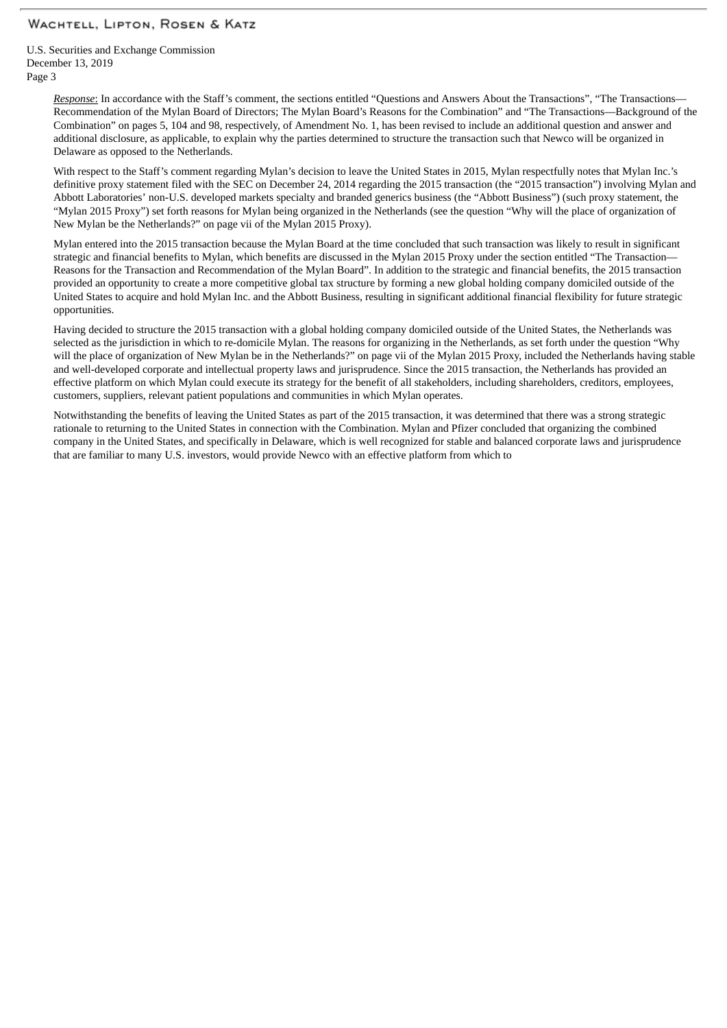*Response*: In accordance with the Staff's comment, the sections entitled "Questions and Answers About the Transactions", "The Transactions—Recommendation of the Mylan Board of Directors; The Mylan Board's Reasons for the Combination" and "The Transactions—Background of the Combination" on pages 5, 104 and 98, respectively, of Amendment No. 1, has been revised to include an additional question and answer and additional disclosure, as applicable, to explain why the parties determined to structure the transaction such that Newco will be organized in Delaware as opposed to the Netherlands.

With respect to the Staff's comment regarding Mylan's decision to leave the United States in 2015, Mylan respectfully notes that Mylan Inc.'s definitive proxy statement filed with the SEC on December 24, 2014 regarding the 2015 transaction (the "2015 transaction") involving Mylan and Abbott Laboratories' non-U.S. developed markets specialty and branded generics business (the "Abbott Business") (such proxy statement, the "Mylan 2015 Proxy") set forth reasons for Mylan being organized in the Netherlands (see the question "Why will the place of organization of New Mylan be the Netherlands?" on page vii of the Mylan 2015 Proxy).

Mylan entered into the 2015 transaction because the Mylan Board at the time concluded that such transaction was likely to result in significant strategic and financial benefits to Mylan, which benefits are discussed in the Mylan 2015 Proxy under the section entitled "The Transaction—Reasons for the Transaction and Recommendation of the Mylan Board". In addition to the strategic and financial benefits, the 2015 transaction provided an opportunity to create a more competitive global tax structure by forming a new global holding company domiciled outside of the United States to acquire and hold Mylan Inc. and the Abbott Business, resulting in significant additional financial flexibility for future strategic opportunities.

Having decided to structure the 2015 transaction with a global holding company domiciled outside of the United States, the Netherlands was selected as the jurisdiction in which to re-domicile Mylan. The reasons for organizing in the Netherlands, as set forth under the question "Why will the place of organization of New Mylan be in the Netherlands?" on page vii of the Mylan 2015 Proxy, included the Netherlands having stable and well-developed corporate and intellectual property laws and jurisprudence. Since the 2015 transaction, the Netherlands has provided an effective platform on which Mylan could execute its strategy for the benefit of all stakeholders, including shareholders, creditors, employees, customers, suppliers, relevant patient populations and communities in which Mylan operates.

Notwithstanding the benefits of leaving the United States as part of the 2015 transaction, it was determined that there was a strong strategic rationale to returning to the United States in connection with the Combination. Mylan and Pfizer concluded that organizing the combined company in the United States, and specifically in Delaware, which is well recognized for stable and balanced corporate laws and jurisprudence that are familiar to many U.S. investors, would provide Newco with an effective platform from which to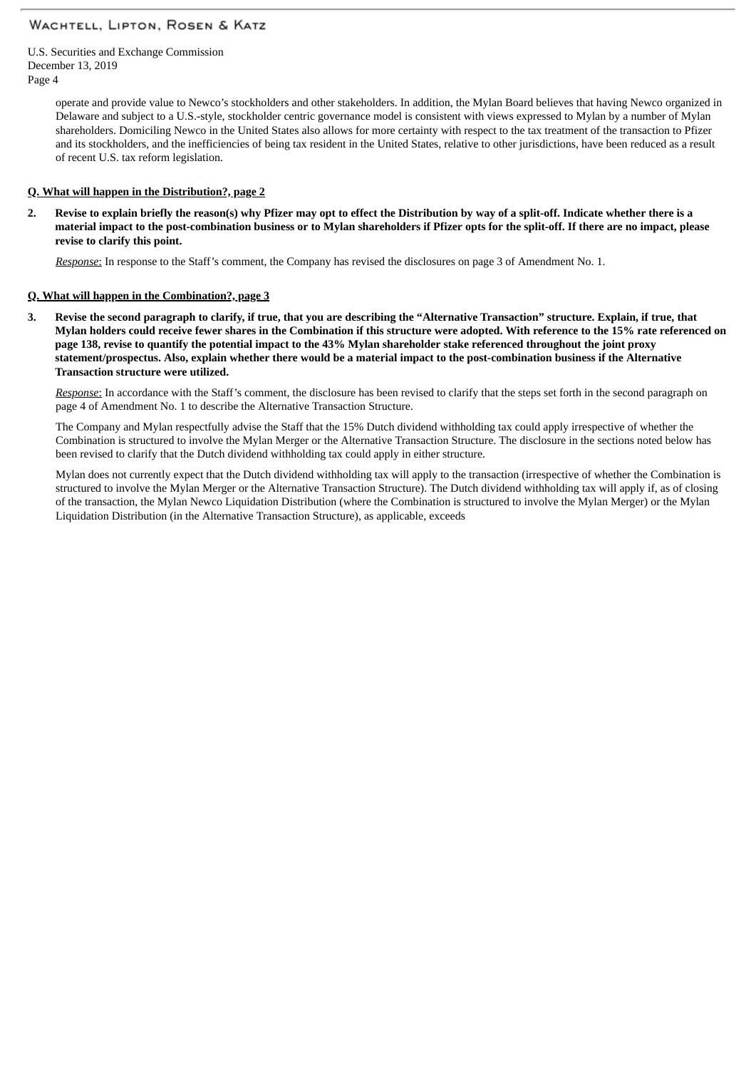operate and provide value to Newco's stockholders and other stakeholders. In addition, the Mylan Board believes that having Newco organized in Delaware and subject to a U.S.-style, stockholder centric governance model is consistent with views expressed to Mylan by a number of Mylan shareholders. Domiciling Newco in the United States also allows for more certainty with respect to the tax treatment of the transaction to Pfizer and its stockholders, and the inefficiencies of being tax resident in the United States, relative to other jurisdictions, have been reduced as a result of recent U.S. tax reform legislation.

**Q. What will happen in the Distribution?, page 2**

2. **Revise to explain briefly the reason(s) why Pfizer may opt to effect the Distribution by way of a split-off. Indicate whether there is a material impact to the post-combination business or to Mylan shareholders if Pfizer opts for the split-off. If there are no impact, please revise to clarify this point.**

   *Response*: In response to the Staff's comment, the Company has revised the disclosures on page 3 of Amendment No. 1.

**Q. What will happen in the Combination?, page 3**

3. **Revise the second paragraph to clarify, if true, that you are describing the "Alternative Transaction" structure. Explain, if true, that Mylan holders could receive fewer shares in the Combination if this structure were adopted. With reference to the 15% rate referenced on page 138, revise to quantify the potential impact to the 43% Mylan shareholder stake referenced throughout the joint proxy statement/prospectus. Also, explain whether there would be a material impact to the post-combination business if the Alternative Transaction structure were utilized.**

   *Response*: In accordance with the Staff's comment, the disclosure has been revised to clarify that the steps set forth in the second paragraph on page 4 of Amendment No. 1 to describe the Alternative Transaction Structure.

   The Company and Mylan respectfully advise the Staff that the 15% Dutch dividend withholding tax could apply irrespective of whether the Combination is structured to involve the Mylan Merger or the Alternative Transaction Structure. The disclosure in the sections noted below has been revised to clarify that the Dutch dividend withholding tax could apply in either structure.

   Mylan does not currently expect that the Dutch dividend withholding tax will apply to the transaction (irrespective of whether the Combination is structured to involve the Mylan Merger or the Alternative Transaction Structure). The Dutch dividend withholding tax will apply if, as of closing of the transaction, the Mylan Newco Liquidation Distribution (where the Combination is structured to involve the Mylan Merger) or the Mylan Liquidation Distribution (in the Alternative Transaction Structure), as applicable, exceeds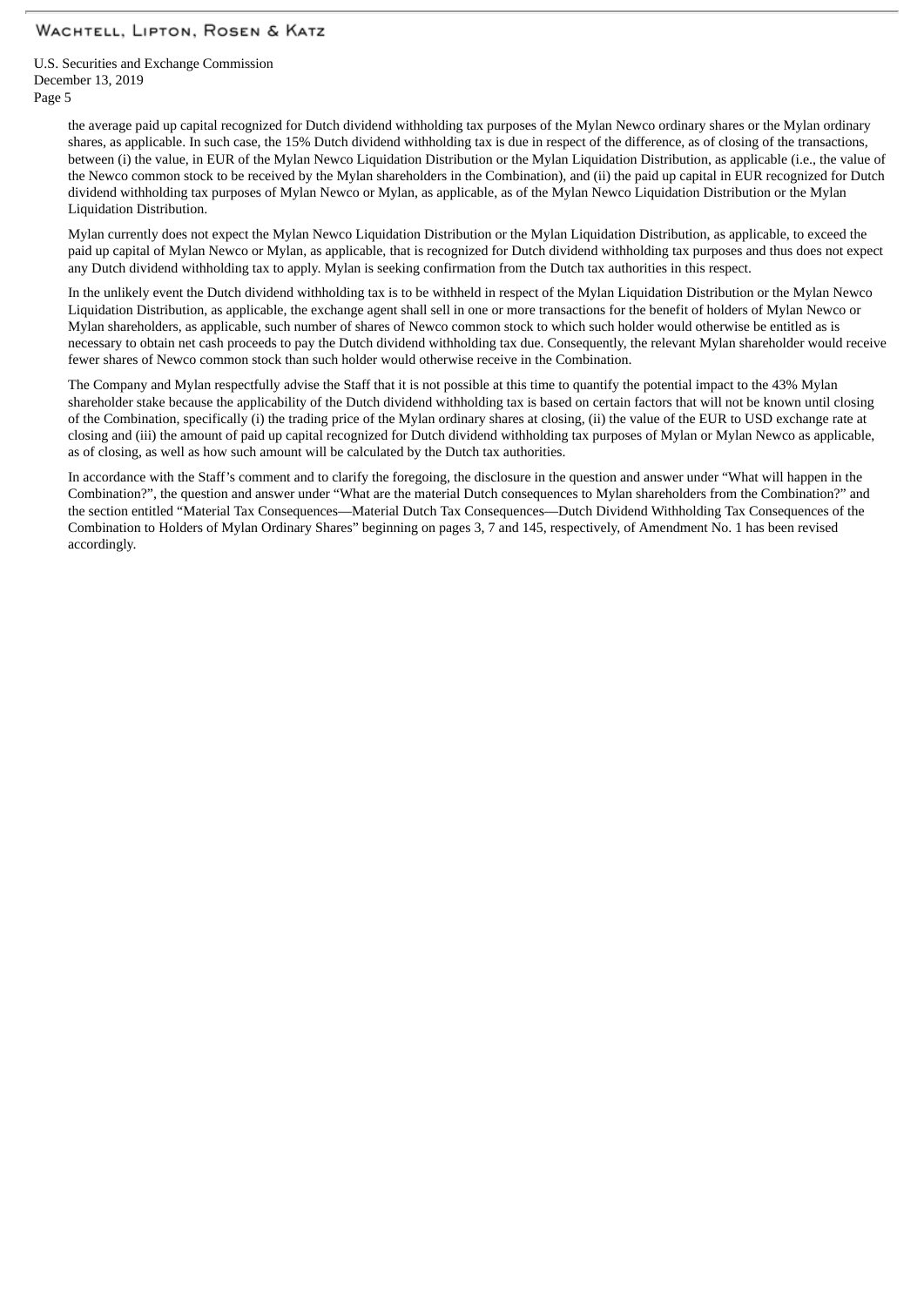the average paid up capital recognized for Dutch dividend withholding tax purposes of the Mylan Newco ordinary shares or the Mylan ordinary shares, as applicable. In such case, the 15% Dutch dividend withholding tax is due in respect of the difference, as of closing of the transactions, between (i) the value, in EUR of the Mylan Newco Liquidation Distribution or the Mylan Liquidation Distribution, as applicable (i.e., the value of the Newco common stock to be received by the Mylan shareholders in the Combination), and (ii) the paid up capital in EUR recognized for Dutch dividend withholding tax purposes of Mylan Newco or Mylan, as applicable, as of the Mylan Newco Liquidation Distribution or the Mylan Liquidation Distribution.

Mylan currently does not expect the Mylan Newco Liquidation Distribution or the Mylan Liquidation Distribution, as applicable, to exceed the paid up capital of Mylan Newco or Mylan, as applicable, that is recognized for Dutch dividend withholding tax purposes and thus does not expect any Dutch dividend withholding tax to apply. Mylan is seeking confirmation from the Dutch tax authorities in this respect.

In the unlikely event the Dutch dividend withholding tax is to be withheld in respect of the Mylan Liquidation Distribution or the Mylan Newco Liquidation Distribution, as applicable, the exchange agent shall sell in one or more transactions for the benefit of holders of Mylan Newco or Mylan shareholders, as applicable, such number of shares of Newco common stock to which such holder would otherwise be entitled as is necessary to obtain net cash proceeds to pay the Dutch dividend withholding tax due. Consequently, the relevant Mylan shareholder would receive fewer shares of Newco common stock than such holder would otherwise receive in the Combination.

The Company and Mylan respectfully advise the Staff that it is not possible at this time to quantify the potential impact to the 43% Mylan shareholder stake because the applicability of the Dutch dividend withholding tax is based on certain factors that will not be known until closing of the Combination, specifically (i) the trading price of the Mylan ordinary shares at closing, (ii) the value of the EUR to USD exchange rate at closing and (iii) the amount of paid up capital recognized for Dutch dividend withholding tax purposes of Mylan or Mylan Newco as applicable, as of closing, as well as how such amount will be calculated by the Dutch tax authorities.

In accordance with the Staff's comment and to clarify the foregoing, the disclosure in the question and answer under "What will happen in the Combination?", the question and answer under "What are the material Dutch consequences to Mylan shareholders from the Combination?" and the section entitled "Material Tax Consequences—Material Dutch Tax Consequences—Dutch Dividend Withholding Tax Consequences of the Combination to Holders of Mylan Ordinary Shares" beginning on pages 3, 7 and 145, respectively, of Amendment No. 1 has been revised accordingly.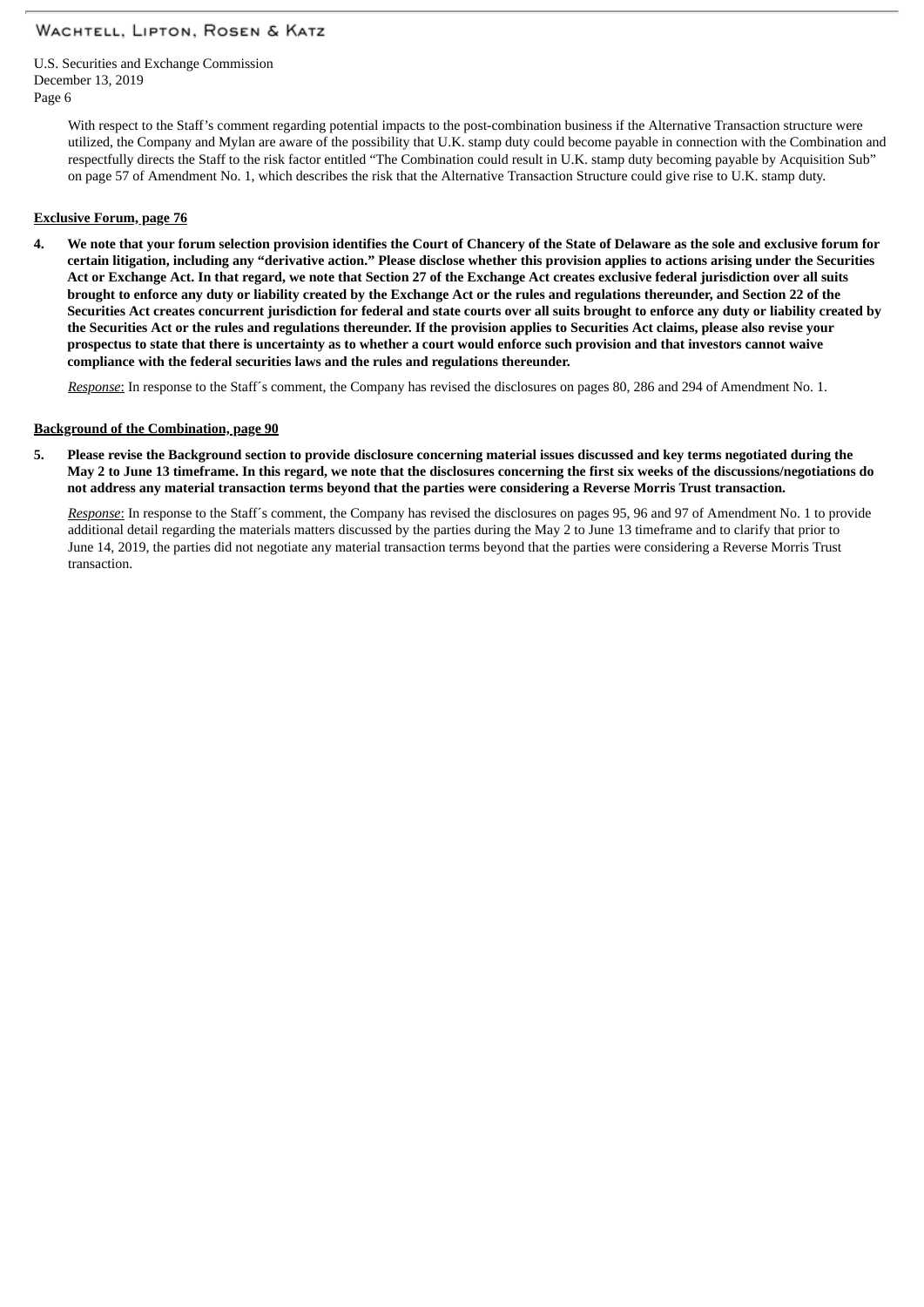With respect to the Staff's comment regarding potential impacts to the post-combination business if the Alternative Transaction structure were utilized, the Company and Mylan are aware of the possibility that U.K. stamp duty could become payable in connection with the Combination and respectfully directs the Staff to the risk factor entitled "The Combination could result in U.K. stamp duty becoming payable by Acquisition Sub" on page 57 of Amendment No. 1, which describes the risk that the Alternative Transaction Structure could give rise to U.K. stamp duty.

**Exclusive Forum, page 76**

**4. We note that your forum selection provision identifies the Court of Chancery of the State of Delaware as the sole and exclusive forum for certain litigation, including any "derivative action." Please disclose whether this provision applies to actions arising under the Securities Act or Exchange Act. In that regard, we note that Section 27 of the Exchange Act creates exclusive federal jurisdiction over all suits brought to enforce any duty or liability created by the Exchange Act or the rules and regulations thereunder, and Section 22 of the Securities Act creates concurrent jurisdiction for federal and state courts over all suits brought to enforce any duty or liability created by the Securities Act or the rules and regulations thereunder. If the provision applies to Securities Act claims, please also revise your prospectus to state that there is uncertainty as to whether a court would enforce such provision and that investors cannot waive compliance with the federal securities laws and the rules and regulations thereunder.**

*Response*: In response to the Staff´s comment, the Company has revised the disclosures on pages 80, 286 and 294 of Amendment No. 1.

**Background of the Combination, page 90**

**5. Please revise the Background section to provide disclosure concerning material issues discussed and key terms negotiated during the May 2 to June 13 timeframe. In this regard, we note that the disclosures concerning the first six weeks of the discussions/negotiations do not address any material transaction terms beyond that the parties were considering a Reverse Morris Trust transaction.**

*Response*: In response to the Staff´s comment, the Company has revised the disclosures on pages 95, 96 and 97 of Amendment No. 1 to provide additional detail regarding the materials matters discussed by the parties during the May 2 to June 13 timeframe and to clarify that prior to June 14, 2019, the parties did not negotiate any material transaction terms beyond that the parties were considering a Reverse Morris Trust transaction.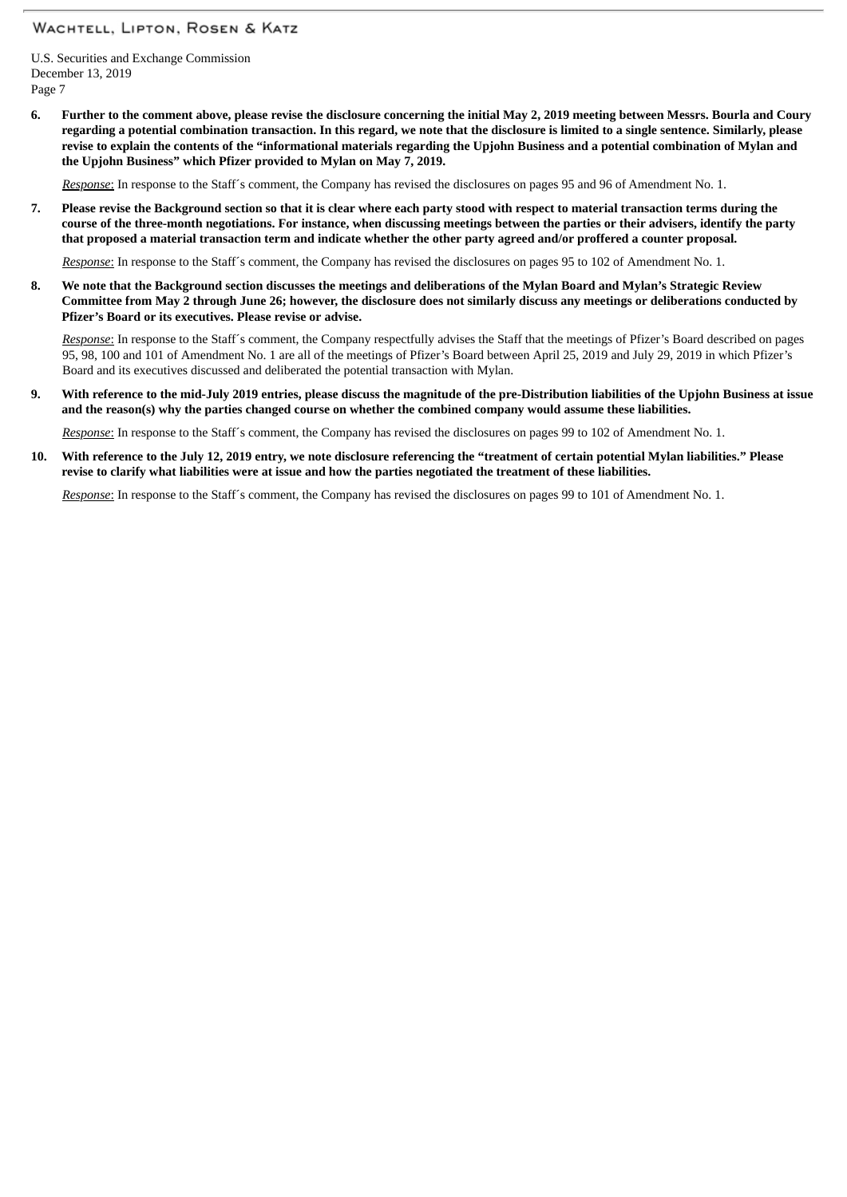**6. Further to the comment above, please revise the disclosure concerning the initial May 2, 2019 meeting between Messrs. Bourla and Coury regarding a potential combination transaction. In this regard, we note that the disclosure is limited to a single sentence. Similarly, please revise to explain the contents of the "informational materials regarding the Upjohn Business and a potential combination of Mylan and the Upjohn Business" which Pfizer provided to Mylan on May 7, 2019.**

<u>*Response*</u>: In response to the Staff´s comment, the Company has revised the disclosures on pages 95 and 96 of Amendment No. 1.

**7. Please revise the Background section so that it is clear where each party stood with respect to material transaction terms during the course of the three-month negotiations. For instance, when discussing meetings between the parties or their advisers, identify the party that proposed a material transaction term and indicate whether the other party agreed and/or proffered a counter proposal.**

<u>*Response*</u>: In response to the Staff´s comment, the Company has revised the disclosures on pages 95 to 102 of Amendment No. 1.

**8. We note that the Background section discusses the meetings and deliberations of the Mylan Board and Mylan's Strategic Review Committee from May 2 through June 26; however, the disclosure does not similarly discuss any meetings or deliberations conducted by Pfizer's Board or its executives. Please revise or advise.**

<u>*Response*</u>: In response to the Staff´s comment, the Company respectfully advises the Staff that the meetings of Pfizer's Board described on pages 95, 98, 100 and 101 of Amendment No. 1 are all of the meetings of Pfizer's Board between April 25, 2019 and July 29, 2019 in which Pfizer's Board and its executives discussed and deliberated the potential transaction with Mylan.

**9. With reference to the mid-July 2019 entries, please discuss the magnitude of the pre-Distribution liabilities of the Upjohn Business at issue and the reason(s) why the parties changed course on whether the combined company would assume these liabilities.**

<u>*Response*</u>: In response to the Staff´s comment, the Company has revised the disclosures on pages 99 to 102 of Amendment No. 1.

**10. With reference to the July 12, 2019 entry, we note disclosure referencing the "treatment of certain potential Mylan liabilities." Please revise to clarify what liabilities were at issue and how the parties negotiated the treatment of these liabilities.**

<u>*Response*</u>: In response to the Staff´s comment, the Company has revised the disclosures on pages 99 to 101 of Amendment No. 1.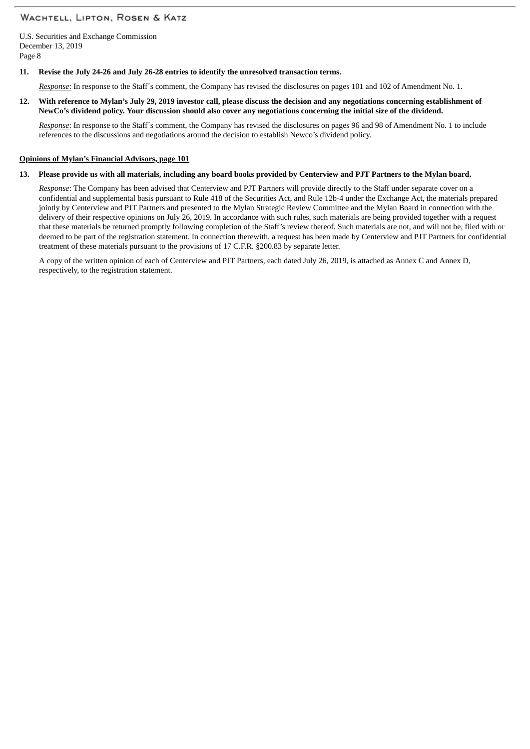**11. Revise the July 24-26 and July 26-28 entries to identify the unresolved transaction terms.**

*Response*: In response to the Staff´s comment, the Company has revised the disclosures on pages 101 and 102 of Amendment No. 1.

**12. With reference to Mylan's July 29, 2019 investor call, please discuss the decision and any negotiations concerning establishment of NewCo's dividend policy. Your discussion should also cover any negotiations concerning the initial size of the dividend.**

*Response*: In response to the Staff´s comment, the Company has revised the disclosures on pages 96 and 98 of Amendment No. 1 to include references to the discussions and negotiations around the decision to establish Newco's dividend policy.

**Opinions of Mylan's Financial Advisors, page 101**

**13. Please provide us with all materials, including any board books provided by Centerview and PJT Partners to the Mylan board.**

*Response*: The Company has been advised that Centerview and PJT Partners will provide directly to the Staff under separate cover on a confidential and supplemental basis pursuant to Rule 418 of the Securities Act, and Rule 12b-4 under the Exchange Act, the materials prepared jointly by Centerview and PJT Partners and presented to the Mylan Strategic Review Committee and the Mylan Board in connection with the delivery of their respective opinions on July 26, 2019. In accordance with such rules, such materials are being provided together with a request that these materials be returned promptly following completion of the Staff's review thereof. Such materials are not, and will not be, filed with or deemed to be part of the registration statement. In connection therewith, a request has been made by Centerview and PJT Partners for confidential treatment of these materials pursuant to the provisions of 17 C.F.R. §200.83 by separate letter.

A copy of the written opinion of each of Centerview and PJT Partners, each dated July 26, 2019, is attached as Annex C and Annex D, respectively, to the registration statement.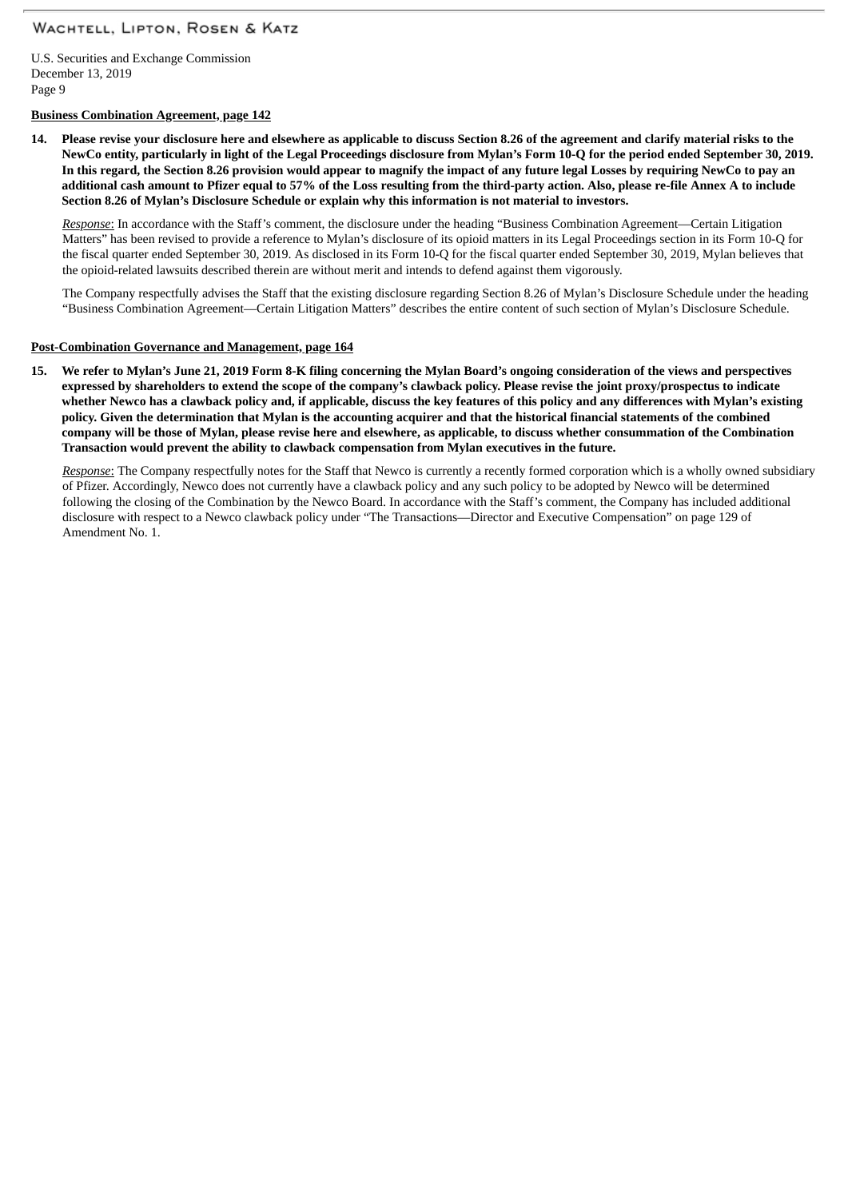U.S. Securities and Exchange Commission
December 13, 2019

**Business Combination Agreement, page 142**

**14. Please revise your disclosure here and elsewhere as applicable to discuss Section 8.26 of the agreement and clarify material risks to the NewCo entity, particularly in light of the Legal Proceedings disclosure from Mylan's Form 10-Q for the period ended September 30, 2019. In this regard, the Section 8.26 provision would appear to magnify the impact of any future legal Losses by requiring NewCo to pay an additional cash amount to Pfizer equal to 57% of the Loss resulting from the third-party action. Also, please re-file Annex A to include Section 8.26 of Mylan's Disclosure Schedule or explain why this information is not material to investors.**

*Response*: In accordance with the Staff's comment, the disclosure under the heading "Business Combination Agreement—Certain Litigation Matters" has been revised to provide a reference to Mylan's disclosure of its opioid matters in its Legal Proceedings section in its Form 10-Q for the fiscal quarter ended September 30, 2019. As disclosed in its Form 10-Q for the fiscal quarter ended September 30, 2019, Mylan believes that the opioid-related lawsuits described therein are without merit and intends to defend against them vigorously.

The Company respectfully advises the Staff that the existing disclosure regarding Section 8.26 of Mylan's Disclosure Schedule under the heading "Business Combination Agreement—Certain Litigation Matters" describes the entire content of such section of Mylan's Disclosure Schedule.

**Post-Combination Governance and Management, page 164**

**15. We refer to Mylan's June 21, 2019 Form 8-K filing concerning the Mylan Board's ongoing consideration of the views and perspectives expressed by shareholders to extend the scope of the company's clawback policy. Please revise the joint proxy/prospectus to indicate whether Newco has a clawback policy and, if applicable, discuss the key features of this policy and any differences with Mylan's existing policy. Given the determination that Mylan is the accounting acquirer and that the historical financial statements of the combined company will be those of Mylan, please revise here and elsewhere, as applicable, to discuss whether consummation of the Combination Transaction would prevent the ability to clawback compensation from Mylan executives in the future.**

*Response*: The Company respectfully notes for the Staff that Newco is currently a recently formed corporation which is a wholly owned subsidiary of Pfizer. Accordingly, Newco does not currently have a clawback policy and any such policy to be adopted by Newco will be determined following the closing of the Combination by the Newco Board. In accordance with the Staff's comment, the Company has included additional disclosure with respect to a Newco clawback policy under "The Transactions—Director and Executive Compensation" on page 129 of Amendment No. 1.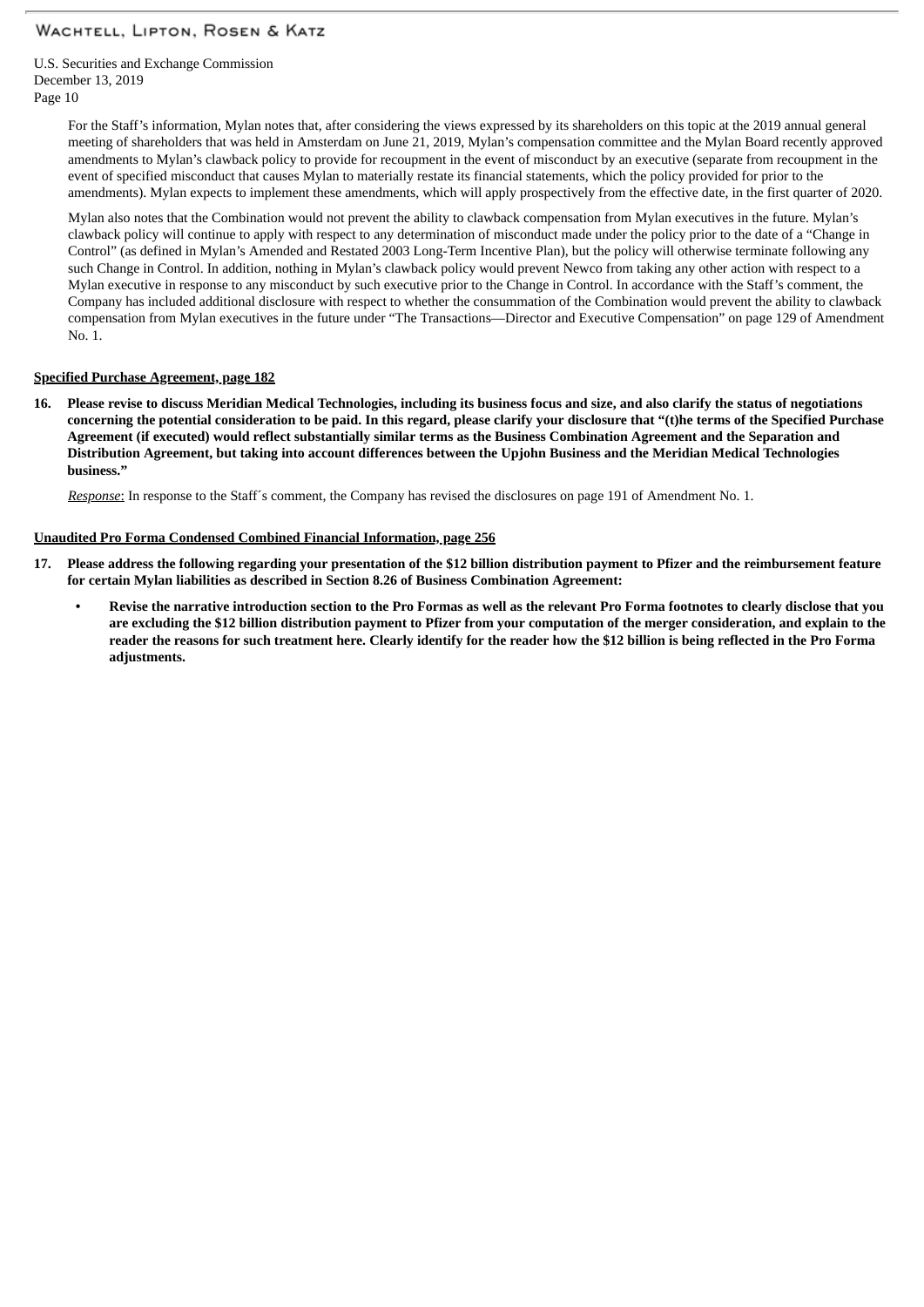For the Staff's information, Mylan notes that, after considering the views expressed by its shareholders on this topic at the 2019 annual general meeting of shareholders that was held in Amsterdam on June 21, 2019, Mylan's compensation committee and the Mylan Board recently approved amendments to Mylan's clawback policy to provide for recoupment in the event of misconduct by an executive (separate from recoupment in the event of specified misconduct that causes Mylan to materially restate its financial statements, which the policy provided for prior to the amendments). Mylan expects to implement these amendments, which will apply prospectively from the effective date, in the first quarter of 2020.

Mylan also notes that the Combination would not prevent the ability to clawback compensation from Mylan executives in the future. Mylan's clawback policy will continue to apply with respect to any determination of misconduct made under the policy prior to the date of a "Change in Control" (as defined in Mylan's Amended and Restated 2003 Long-Term Incentive Plan), but the policy will otherwise terminate following any such Change in Control. In addition, nothing in Mylan's clawback policy would prevent Newco from taking any other action with respect to a Mylan executive in response to any misconduct by such executive prior to the Change in Control. In accordance with the Staff's comment, the Company has included additional disclosure with respect to whether the consummation of the Combination would prevent the ability to clawback compensation from Mylan executives in the future under "The Transactions—Director and Executive Compensation" on page 129 of Amendment No. 1.

**Specified Purchase Agreement, page 182**

16. **Please revise to discuss Meridian Medical Technologies, including its business focus and size, and also clarify the status of negotiations concerning the potential consideration to be paid. In this regard, please clarify your disclosure that "(t)he terms of the Specified Purchase Agreement (if executed) would reflect substantially similar terms as the Business Combination Agreement and the Separation and Distribution Agreement, but taking into account differences between the Upjohn Business and the Meridian Medical Technologies business."**

    *Response*: In response to the Staff´s comment, the Company has revised the disclosures on page 191 of Amendment No. 1.

**Unaudited Pro Forma Condensed Combined Financial Information, page 256**

17. **Please address the following regarding your presentation of the $12 billion distribution payment to Pfizer and the reimbursement feature for certain Mylan liabilities as described in Section 8.26 of Business Combination Agreement:**

    - **Revise the narrative introduction section to the Pro Formas as well as the relevant Pro Forma footnotes to clearly disclose that you are excluding the $12 billion distribution payment to Pfizer from your computation of the merger consideration, and explain to the reader the reasons for such treatment here. Clearly identify for the reader how the $12 billion is being reflected in the Pro Forma adjustments.**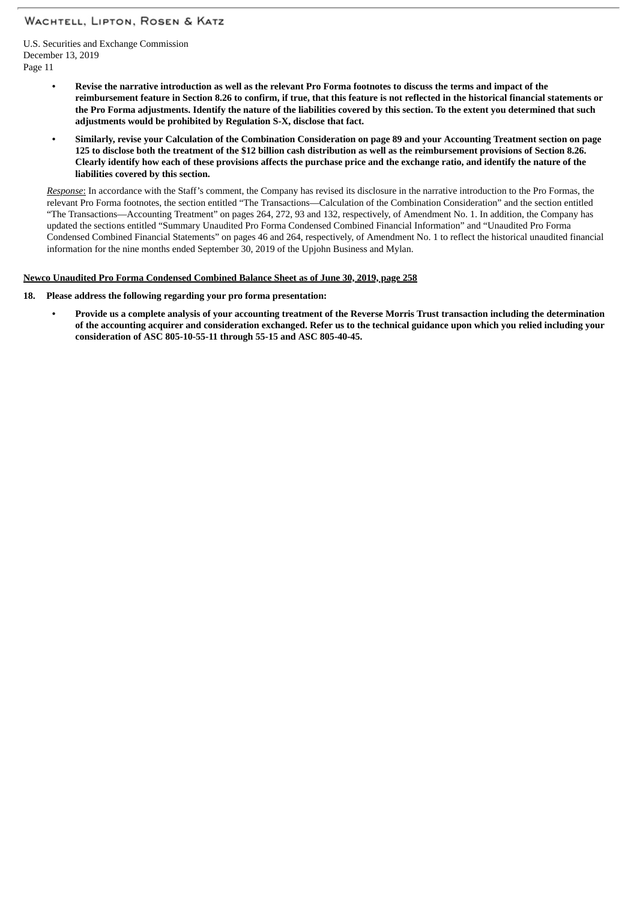- **Revise the narrative introduction as well as the relevant Pro Forma footnotes to discuss the terms and impact of the reimbursement feature in Section 8.26 to confirm, if true, that this feature is not reflected in the historical financial statements or the Pro Forma adjustments. Identify the nature of the liabilities covered by this section. To the extent you determined that such adjustments would be prohibited by Regulation S-X, disclose that fact.**
- **Similarly, revise your Calculation of the Combination Consideration on page 89 and your Accounting Treatment section on page 125 to disclose both the treatment of the $12 billion cash distribution as well as the reimbursement provisions of Section 8.26. Clearly identify how each of these provisions affects the purchase price and the exchange ratio, and identify the nature of the liabilities covered by this section.**

*Response*: In accordance with the Staff's comment, the Company has revised its disclosure in the narrative introduction to the Pro Formas, the relevant Pro Forma footnotes, the section entitled "The Transactions—Calculation of the Combination Consideration" and the section entitled "The Transactions—Accounting Treatment" on pages 264, 272, 93 and 132, respectively, of Amendment No. 1. In addition, the Company has updated the sections entitled "Summary Unaudited Pro Forma Condensed Combined Financial Information" and "Unaudited Pro Forma Condensed Combined Financial Statements" on pages 46 and 264, respectively, of Amendment No. 1 to reflect the historical unaudited financial information for the nine months ended September 30, 2019 of the Upjohn Business and Mylan.

<u>**Newco Unaudited Pro Forma Condensed Combined Balance Sheet as of June 30, 2019, page 258**</u>

**18. Please address the following regarding your pro forma presentation:**

- **Provide us a complete analysis of your accounting treatment of the Reverse Morris Trust transaction including the determination of the accounting acquirer and consideration exchanged. Refer us to the technical guidance upon which you relied including your consideration of ASC 805-10-55-11 through 55-15 and ASC 805-40-45.**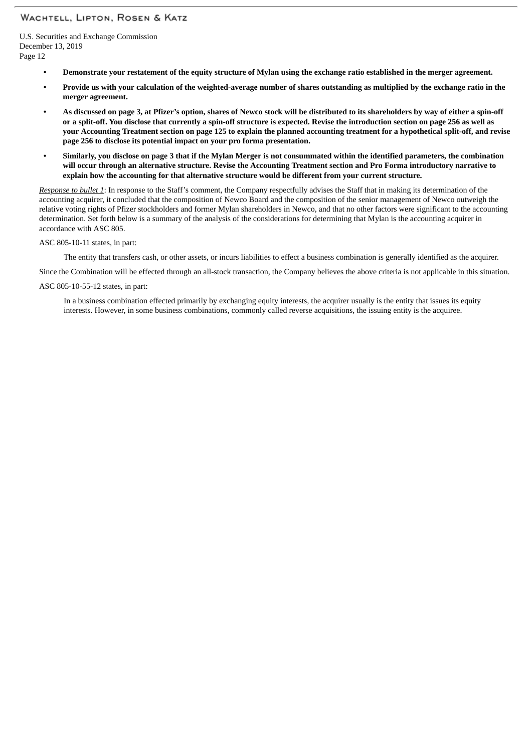- **Demonstrate your restatement of the equity structure of Mylan using the exchange ratio established in the merger agreement.**
- **Provide us with your calculation of the weighted-average number of shares outstanding as multiplied by the exchange ratio in the merger agreement.**
- **As discussed on page 3, at Pfizer's option, shares of Newco stock will be distributed to its shareholders by way of either a spin-off or a split-off. You disclose that currently a spin-off structure is expected. Revise the introduction section on page 256 as well as your Accounting Treatment section on page 125 to explain the planned accounting treatment for a hypothetical split-off, and revise page 256 to disclose its potential impact on your pro forma presentation.**
- **Similarly, you disclose on page 3 that if the Mylan Merger is not consummated within the identified parameters, the combination will occur through an alternative structure. Revise the Accounting Treatment section and Pro Forma introductory narrative to explain how the accounting for that alternative structure would be different from your current structure.**

*Response to bullet 1*: In response to the Staff's comment, the Company respectfully advises the Staff that in making its determination of the accounting acquirer, it concluded that the composition of Newco Board and the composition of the senior management of Newco outweigh the relative voting rights of Pfizer stockholders and former Mylan shareholders in Newco, and that no other factors were significant to the accounting determination. Set forth below is a summary of the analysis of the considerations for determining that Mylan is the accounting acquirer in accordance with ASC 805.

ASC 805-10-11 states, in part:

> The entity that transfers cash, or other assets, or incurs liabilities to effect a business combination is generally identified as the acquirer.

Since the Combination will be effected through an all-stock transaction, the Company believes the above criteria is not applicable in this situation.

ASC 805-10-55-12 states, in part:

> In a business combination effected primarily by exchanging equity interests, the acquirer usually is the entity that issues its equity interests. However, in some business combinations, commonly called reverse acquisitions, the issuing entity is the acquiree.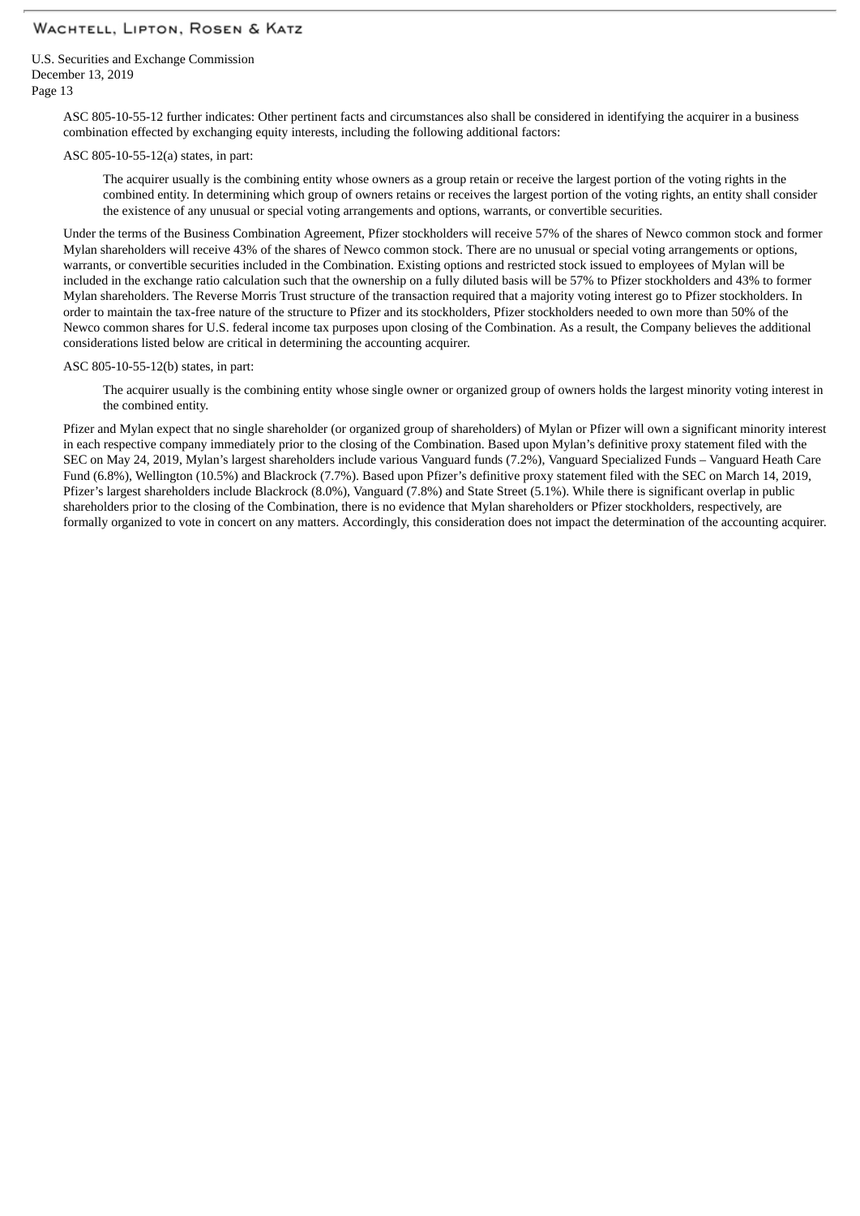ASC 805-10-55-12 further indicates: Other pertinent facts and circumstances also shall be considered in identifying the acquirer in a business combination effected by exchanging equity interests, including the following additional factors:

ASC 805-10-55-12(a) states, in part:

> The acquirer usually is the combining entity whose owners as a group retain or receive the largest portion of the voting rights in the combined entity. In determining which group of owners retains or receives the largest portion of the voting rights, an entity shall consider the existence of any unusual or special voting arrangements and options, warrants, or convertible securities.

Under the terms of the Business Combination Agreement, Pfizer stockholders will receive 57% of the shares of Newco common stock and former Mylan shareholders will receive 43% of the shares of Newco common stock. There are no unusual or special voting arrangements or options, warrants, or convertible securities included in the Combination. Existing options and restricted stock issued to employees of Mylan will be included in the exchange ratio calculation such that the ownership on a fully diluted basis will be 57% to Pfizer stockholders and 43% to former Mylan shareholders. The Reverse Morris Trust structure of the transaction required that a majority voting interest go to Pfizer stockholders. In order to maintain the tax-free nature of the structure to Pfizer and its stockholders, Pfizer stockholders needed to own more than 50% of the Newco common shares for U.S. federal income tax purposes upon closing of the Combination. As a result, the Company believes the additional considerations listed below are critical in determining the accounting acquirer.

ASC 805-10-55-12(b) states, in part:

> The acquirer usually is the combining entity whose single owner or organized group of owners holds the largest minority voting interest in the combined entity.

Pfizer and Mylan expect that no single shareholder (or organized group of shareholders) of Mylan or Pfizer will own a significant minority interest in each respective company immediately prior to the closing of the Combination. Based upon Mylan's definitive proxy statement filed with the SEC on May 24, 2019, Mylan's largest shareholders include various Vanguard funds (7.2%), Vanguard Specialized Funds – Vanguard Heath Care Fund (6.8%), Wellington (10.5%) and Blackrock (7.7%). Based upon Pfizer's definitive proxy statement filed with the SEC on March 14, 2019, Pfizer's largest shareholders include Blackrock (8.0%), Vanguard (7.8%) and State Street (5.1%). While there is significant overlap in public shareholders prior to the closing of the Combination, there is no evidence that Mylan shareholders or Pfizer stockholders, respectively, are formally organized to vote in concert on any matters. Accordingly, this consideration does not impact the determination of the accounting acquirer.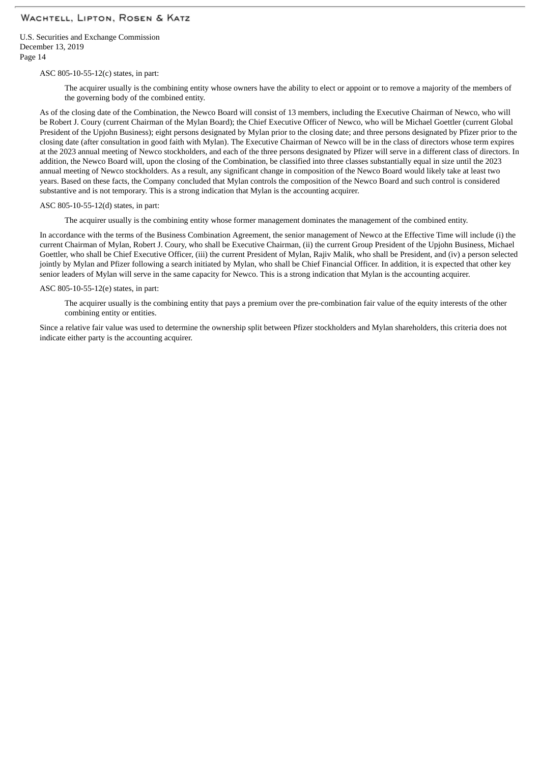ASC 805-10-55-12(c) states, in part:

> The acquirer usually is the combining entity whose owners have the ability to elect or appoint or to remove a majority of the members of the governing body of the combined entity.

As of the closing date of the Combination, the Newco Board will consist of 13 members, including the Executive Chairman of Newco, who will be Robert J. Coury (current Chairman of the Mylan Board); the Chief Executive Officer of Newco, who will be Michael Goettler (current Global President of the Upjohn Business); eight persons designated by Mylan prior to the closing date; and three persons designated by Pfizer prior to the closing date (after consultation in good faith with Mylan). The Executive Chairman of Newco will be in the class of directors whose term expires at the 2023 annual meeting of Newco stockholders, and each of the three persons designated by Pfizer will serve in a different class of directors. In addition, the Newco Board will, upon the closing of the Combination, be classified into three classes substantially equal in size until the 2023 annual meeting of Newco stockholders. As a result, any significant change in composition of the Newco Board would likely take at least two years. Based on these facts, the Company concluded that Mylan controls the composition of the Newco Board and such control is considered substantive and is not temporary. This is a strong indication that Mylan is the accounting acquirer.

ASC 805-10-55-12(d) states, in part:

> The acquirer usually is the combining entity whose former management dominates the management of the combined entity.

In accordance with the terms of the Business Combination Agreement, the senior management of Newco at the Effective Time will include (i) the current Chairman of Mylan, Robert J. Coury, who shall be Executive Chairman, (ii) the current Group President of the Upjohn Business, Michael Goettler, who shall be Chief Executive Officer, (iii) the current President of Mylan, Rajiv Malik, who shall be President, and (iv) a person selected jointly by Mylan and Pfizer following a search initiated by Mylan, who shall be Chief Financial Officer. In addition, it is expected that other key senior leaders of Mylan will serve in the same capacity for Newco. This is a strong indication that Mylan is the accounting acquirer.

ASC 805-10-55-12(e) states, in part:

> The acquirer usually is the combining entity that pays a premium over the pre-combination fair value of the equity interests of the other combining entity or entities.

Since a relative fair value was used to determine the ownership split between Pfizer stockholders and Mylan shareholders, this criteria does not indicate either party is the accounting acquirer.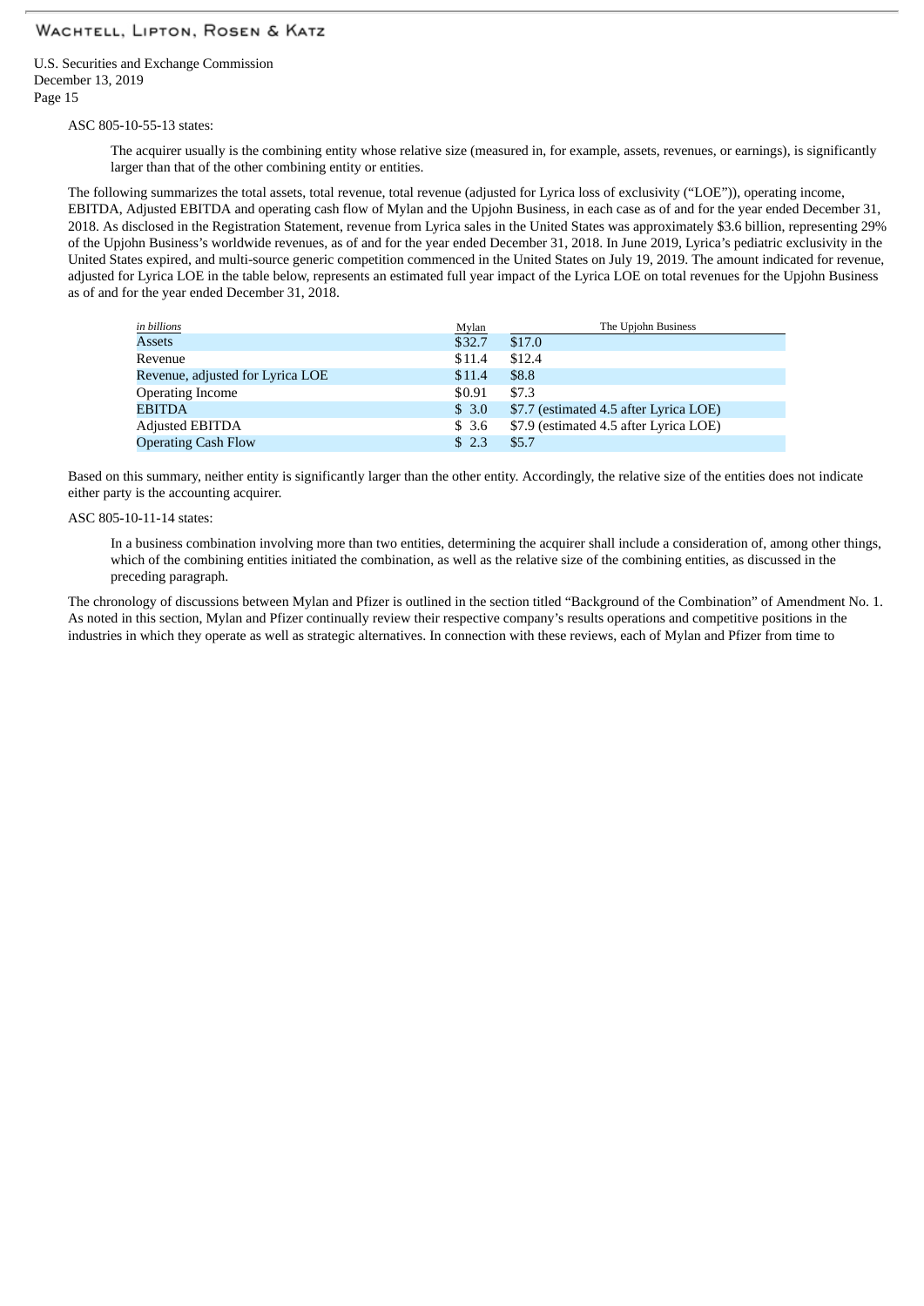ASC 805-10-55-13 states:

> The acquirer usually is the combining entity whose relative size (measured in, for example, assets, revenues, or earnings), is significantly larger than that of the other combining entity or entities.

The following summarizes the total assets, total revenue, total revenue (adjusted for Lyrica loss of exclusivity (“LOE”)), operating income, EBITDA, Adjusted EBITDA and operating cash flow of Mylan and the Upjohn Business, in each case as of and for the year ended December 31, 2018. As disclosed in the Registration Statement, revenue from Lyrica sales in the United States was approximately $3.6 billion, representing 29% of the Upjohn Business’s worldwide revenues, as of and for the year ended December 31, 2018. In June 2019, Lyrica’s pediatric exclusivity in the United States expired, and multi-source generic competition commenced in the United States on July 19, 2019. The amount indicated for revenue, adjusted for Lyrica LOE in the table below, represents an estimated full year impact of the Lyrica LOE on total revenues for the Upjohn Business as of and for the year ended December 31, 2018.

| *in billions* | Mylan | The Upjohn Business |
|---|---|---|
| Assets | $32.7 | $17.0 |
| Revenue | $11.4 | $12.4 |
| Revenue, adjusted for Lyrica LOE | $11.4 | $8.8 |
| Operating Income | $0.91 | $7.3 |
| EBITDA | $ 3.0 | $7.7 (estimated 4.5 after Lyrica LOE) |
| Adjusted EBITDA | $ 3.6 | $7.9 (estimated 4.5 after Lyrica LOE) |
| Operating Cash Flow | $ 2.3 | $5.7 |

Based on this summary, neither entity is significantly larger than the other entity. Accordingly, the relative size of the entities does not indicate either party is the accounting acquirer.

ASC 805-10-11-14 states:

> In a business combination involving more than two entities, determining the acquirer shall include a consideration of, among other things, which of the combining entities initiated the combination, as well as the relative size of the combining entities, as discussed in the preceding paragraph.

The chronology of discussions between Mylan and Pfizer is outlined in the section titled “Background of the Combination” of Amendment No. 1. As noted in this section, Mylan and Pfizer continually review their respective company’s results operations and competitive positions in the industries in which they operate as well as strategic alternatives. In connection with these reviews, each of Mylan and Pfizer from time to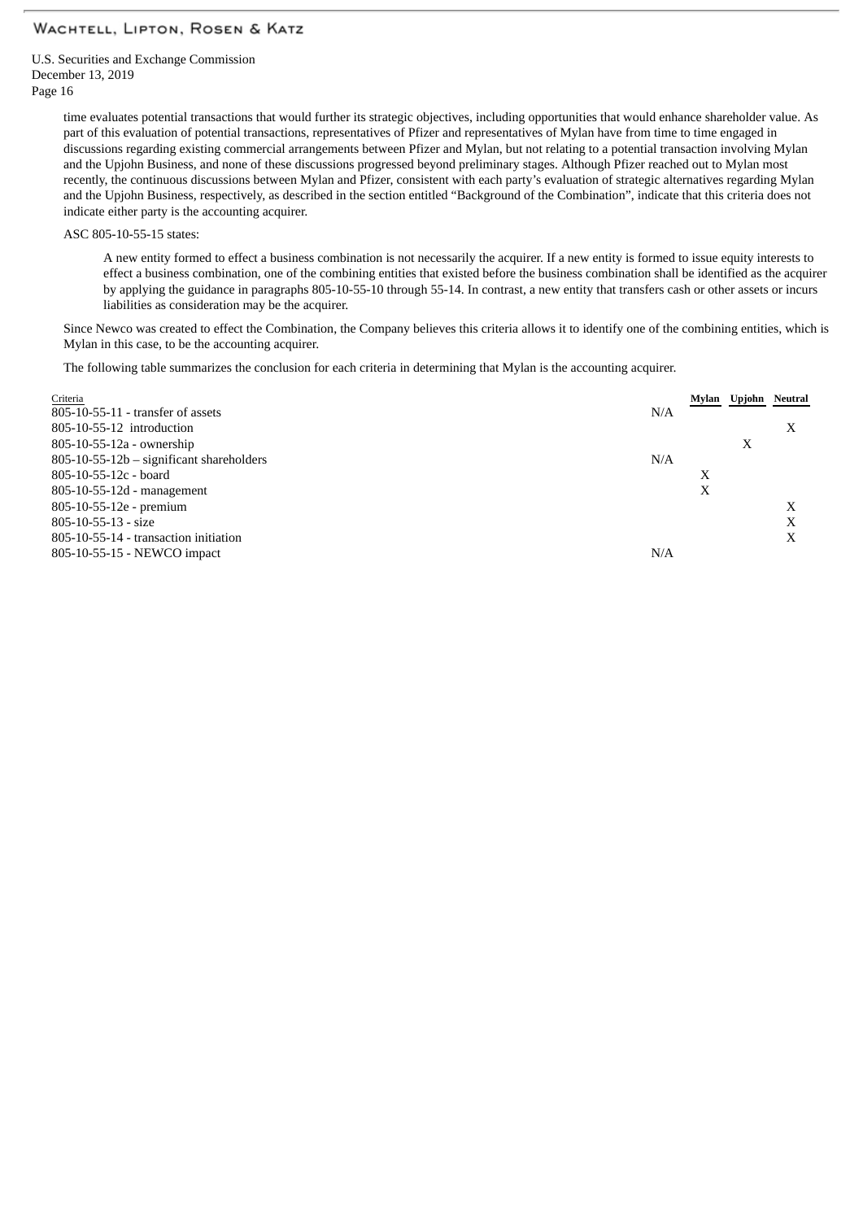time evaluates potential transactions that would further its strategic objectives, including opportunities that would enhance shareholder value. As part of this evaluation of potential transactions, representatives of Pfizer and representatives of Mylan have from time to time engaged in discussions regarding existing commercial arrangements between Pfizer and Mylan, but not relating to a potential transaction involving Mylan and the Upjohn Business, and none of these discussions progressed beyond preliminary stages. Although Pfizer reached out to Mylan most recently, the continuous discussions between Mylan and Pfizer, consistent with each party's evaluation of strategic alternatives regarding Mylan and the Upjohn Business, respectively, as described in the section entitled "Background of the Combination", indicate that this criteria does not indicate either party is the accounting acquirer.

ASC 805-10-55-15 states:

> A new entity formed to effect a business combination is not necessarily the acquirer. If a new entity is formed to issue equity interests to effect a business combination, one of the combining entities that existed before the business combination shall be identified as the acquirer by applying the guidance in paragraphs 805-10-55-10 through 55-14. In contrast, a new entity that transfers cash or other assets or incurs liabilities as consideration may be the acquirer.

Since Newco was created to effect the Combination, the Company believes this criteria allows it to identify one of the combining entities, which is Mylan in this case, to be the accounting acquirer.

The following table summarizes the conclusion for each criteria in determining that Mylan is the accounting acquirer.

| Criteria | | Mylan | Upjohn | Neutral |
|---|---|---|---|---|
| 805-10-55-11 - transfer of assets | N/A | | | |
| 805-10-55-12 introduction | | | | X |
| 805-10-55-12a - ownership | | | X | |
| 805-10-55-12b – significant shareholders | N/A | | | |
| 805-10-55-12c - board | | X | | |
| 805-10-55-12d - management | | X | | |
| 805-10-55-12e - premium | | | | X |
| 805-10-55-13 - size | | | | X |
| 805-10-55-14 - transaction initiation | | | | X |
| 805-10-55-15 - NEWCO impact | N/A | | | |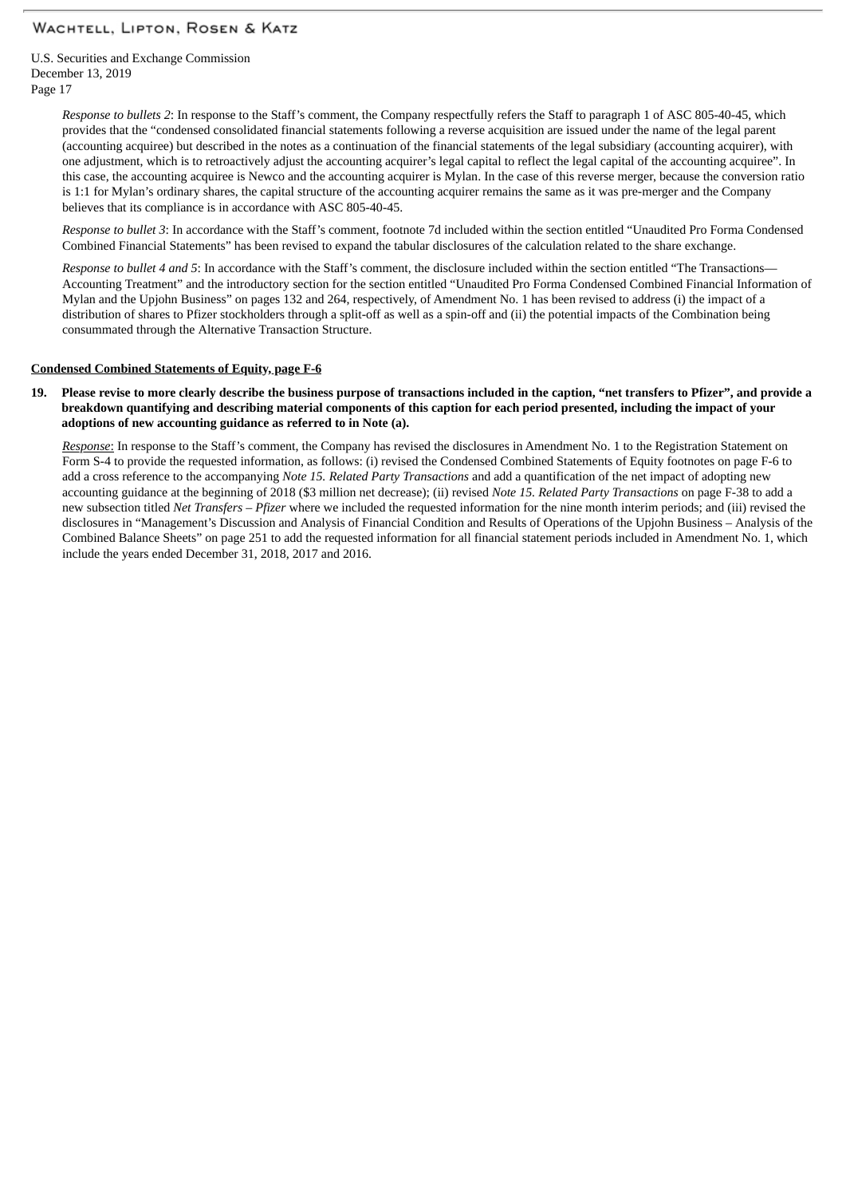*Response to bullets 2*: In response to the Staff's comment, the Company respectfully refers the Staff to paragraph 1 of ASC 805-40-45, which provides that the "condensed consolidated financial statements following a reverse acquisition are issued under the name of the legal parent (accounting acquiree) but described in the notes as a continuation of the financial statements of the legal subsidiary (accounting acquirer), with one adjustment, which is to retroactively adjust the accounting acquirer's legal capital to reflect the legal capital of the accounting acquiree". In this case, the accounting acquiree is Newco and the accounting acquirer is Mylan. In the case of this reverse merger, because the conversion ratio is 1:1 for Mylan's ordinary shares, the capital structure of the accounting acquirer remains the same as it was pre-merger and the Company believes that its compliance is in accordance with ASC 805-40-45.

*Response to bullet 3*: In accordance with the Staff's comment, footnote 7d included within the section entitled "Unaudited Pro Forma Condensed Combined Financial Statements" has been revised to expand the tabular disclosures of the calculation related to the share exchange.

*Response to bullet 4 and 5*: In accordance with the Staff's comment, the disclosure included within the section entitled "The Transactions—Accounting Treatment" and the introductory section for the section entitled "Unaudited Pro Forma Condensed Combined Financial Information of Mylan and the Upjohn Business" on pages 132 and 264, respectively, of Amendment No. 1 has been revised to address (i) the impact of a distribution of shares to Pfizer stockholders through a split-off as well as a spin-off and (ii) the potential impacts of the Combination being consummated through the Alternative Transaction Structure.

**Condensed Combined Statements of Equity, page F-6**

**19. Please revise to more clearly describe the business purpose of transactions included in the caption, "net transfers to Pfizer", and provide a breakdown quantifying and describing material components of this caption for each period presented, including the impact of your adoptions of new accounting guidance as referred to in Note (a).**

*Response*: In response to the Staff's comment, the Company has revised the disclosures in Amendment No. 1 to the Registration Statement on Form S-4 to provide the requested information, as follows: (i) revised the Condensed Combined Statements of Equity footnotes on page F-6 to add a cross reference to the accompanying *Note 15. Related Party Transactions* and add a quantification of the net impact of adopting new accounting guidance at the beginning of 2018 ($3 million net decrease); (ii) revised *Note 15. Related Party Transactions* on page F-38 to add a new subsection titled *Net Transfers – Pfizer* where we included the requested information for the nine month interim periods; and (iii) revised the disclosures in "Management's Discussion and Analysis of Financial Condition and Results of Operations of the Upjohn Business – Analysis of the Combined Balance Sheets" on page 251 to add the requested information for all financial statement periods included in Amendment No. 1, which include the years ended December 31, 2018, 2017 and 2016.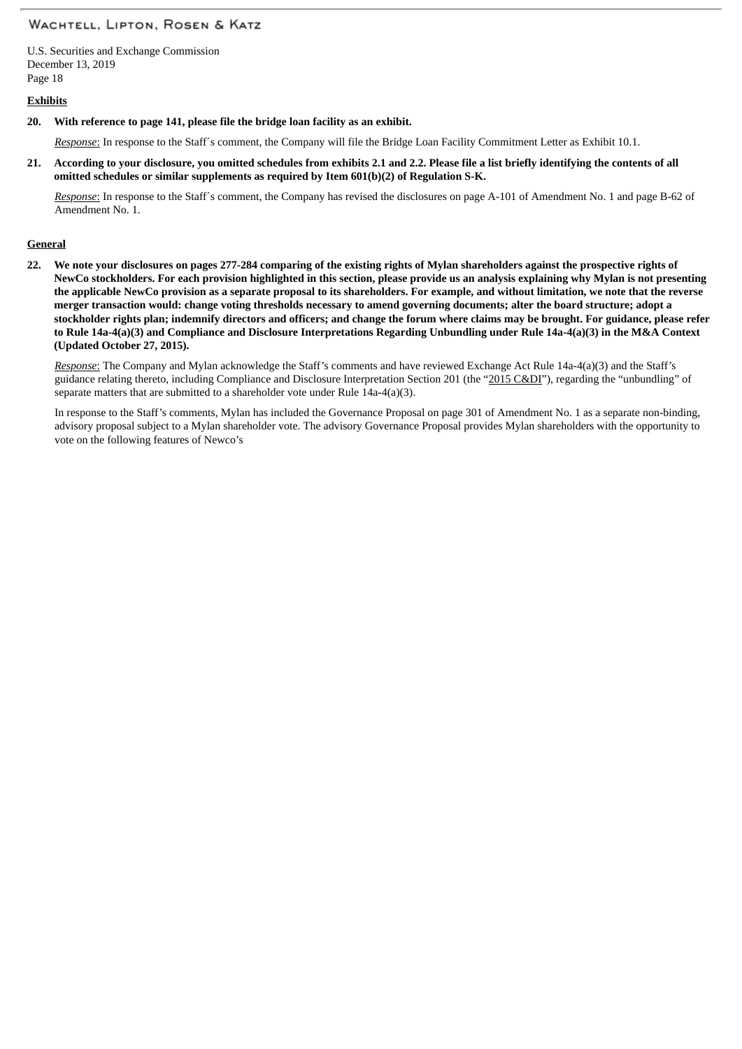**Exhibits**

**20. With reference to page 141, please file the bridge loan facility as an exhibit.**

*Response*: In response to the Staff´s comment, the Company will file the Bridge Loan Facility Commitment Letter as Exhibit 10.1.

**21. According to your disclosure, you omitted schedules from exhibits 2.1 and 2.2. Please file a list briefly identifying the contents of all omitted schedules or similar supplements as required by Item 601(b)(2) of Regulation S-K.**

*Response*: In response to the Staff´s comment, the Company has revised the disclosures on page A-101 of Amendment No. 1 and page B-62 of Amendment No. 1.

**General**

**22. We note your disclosures on pages 277-284 comparing of the existing rights of Mylan shareholders against the prospective rights of NewCo stockholders. For each provision highlighted in this section, please provide us an analysis explaining why Mylan is not presenting the applicable NewCo provision as a separate proposal to its shareholders. For example, and without limitation, we note that the reverse merger transaction would: change voting thresholds necessary to amend governing documents; alter the board structure; adopt a stockholder rights plan; indemnify directors and officers; and change the forum where claims may be brought. For guidance, please refer to Rule 14a-4(a)(3) and Compliance and Disclosure Interpretations Regarding Unbundling under Rule 14a-4(a)(3) in the M&A Context (Updated October 27, 2015).**

*Response*: The Company and Mylan acknowledge the Staff's comments and have reviewed Exchange Act Rule 14a-4(a)(3) and the Staff's guidance relating thereto, including Compliance and Disclosure Interpretation Section 201 (the "2015 C&DI"), regarding the "unbundling" of separate matters that are submitted to a shareholder vote under Rule 14a-4(a)(3).

In response to the Staff's comments, Mylan has included the Governance Proposal on page 301 of Amendment No. 1 as a separate non-binding, advisory proposal subject to a Mylan shareholder vote. The advisory Governance Proposal provides Mylan shareholders with the opportunity to vote on the following features of Newco's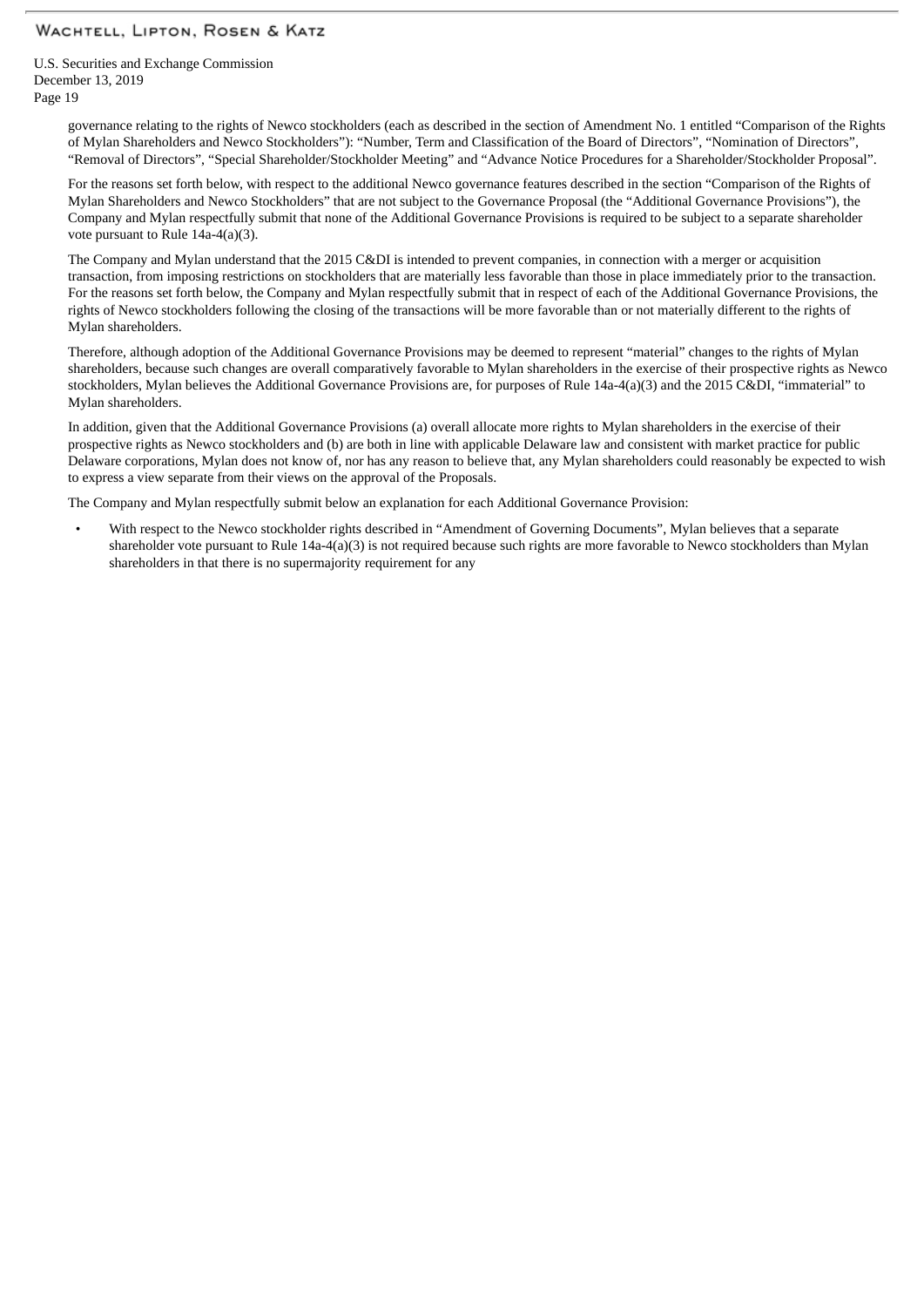governance relating to the rights of Newco stockholders (each as described in the section of Amendment No. 1 entitled "Comparison of the Rights of Mylan Shareholders and Newco Stockholders"): "Number, Term and Classification of the Board of Directors", "Nomination of Directors", "Removal of Directors", "Special Shareholder/Stockholder Meeting" and "Advance Notice Procedures for a Shareholder/Stockholder Proposal".

For the reasons set forth below, with respect to the additional Newco governance features described in the section "Comparison of the Rights of Mylan Shareholders and Newco Stockholders" that are not subject to the Governance Proposal (the "Additional Governance Provisions"), the Company and Mylan respectfully submit that none of the Additional Governance Provisions is required to be subject to a separate shareholder vote pursuant to Rule 14a-4(a)(3).

The Company and Mylan understand that the 2015 C&DI is intended to prevent companies, in connection with a merger or acquisition transaction, from imposing restrictions on stockholders that are materially less favorable than those in place immediately prior to the transaction. For the reasons set forth below, the Company and Mylan respectfully submit that in respect of each of the Additional Governance Provisions, the rights of Newco stockholders following the closing of the transactions will be more favorable than or not materially different to the rights of Mylan shareholders.

Therefore, although adoption of the Additional Governance Provisions may be deemed to represent "material" changes to the rights of Mylan shareholders, because such changes are overall comparatively favorable to Mylan shareholders in the exercise of their prospective rights as Newco stockholders, Mylan believes the Additional Governance Provisions are, for purposes of Rule 14a-4(a)(3) and the 2015 C&DI, "immaterial" to Mylan shareholders.

In addition, given that the Additional Governance Provisions (a) overall allocate more rights to Mylan shareholders in the exercise of their prospective rights as Newco stockholders and (b) are both in line with applicable Delaware law and consistent with market practice for public Delaware corporations, Mylan does not know of, nor has any reason to believe that, any Mylan shareholders could reasonably be expected to wish to express a view separate from their views on the approval of the Proposals.

The Company and Mylan respectfully submit below an explanation for each Additional Governance Provision:

- With respect to the Newco stockholder rights described in "Amendment of Governing Documents", Mylan believes that a separate shareholder vote pursuant to Rule 14a-4(a)(3) is not required because such rights are more favorable to Newco stockholders than Mylan shareholders in that there is no supermajority requirement for any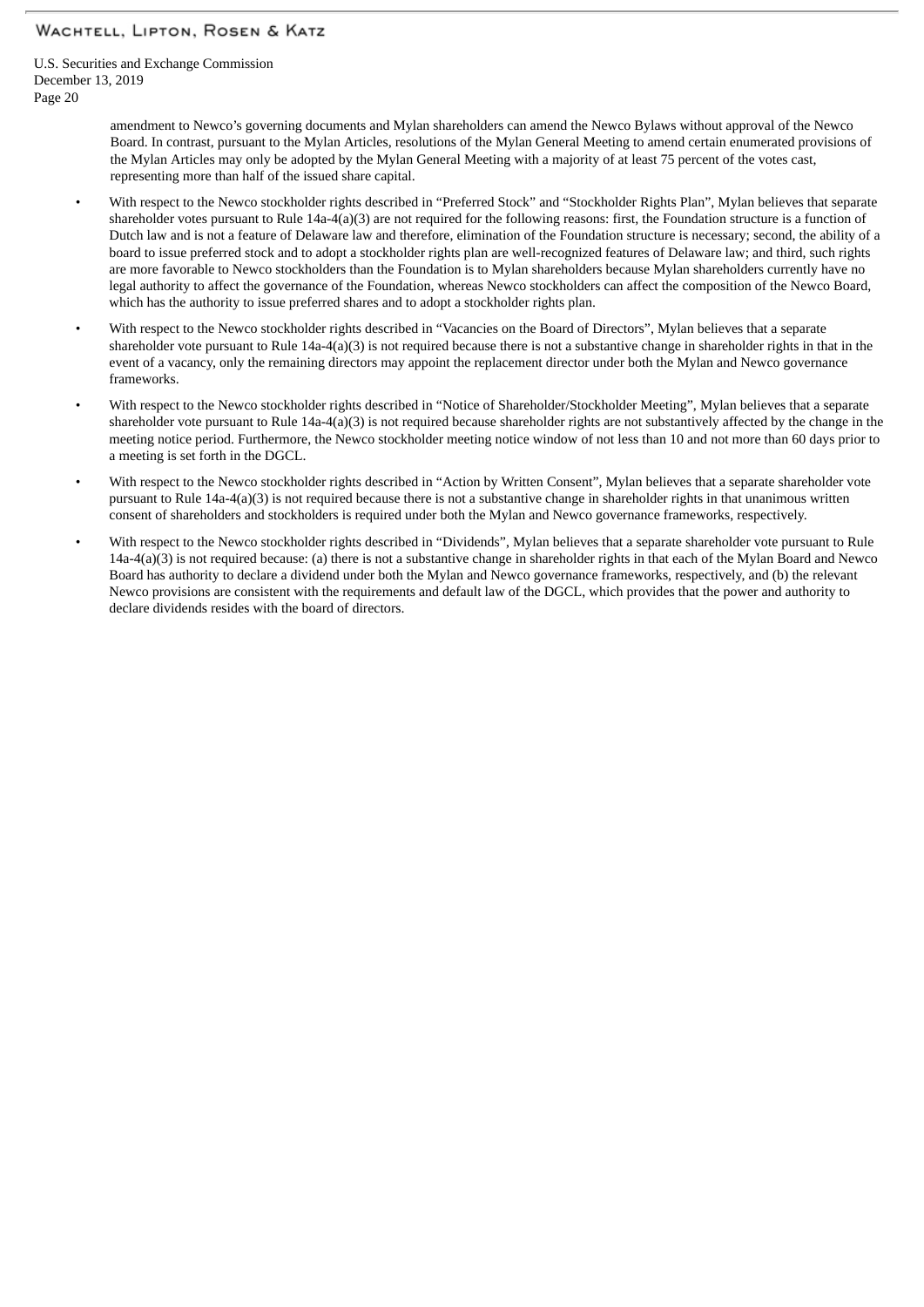amendment to Newco's governing documents and Mylan shareholders can amend the Newco Bylaws without approval of the Newco Board. In contrast, pursuant to the Mylan Articles, resolutions of the Mylan General Meeting to amend certain enumerated provisions of the Mylan Articles may only be adopted by the Mylan General Meeting with a majority of at least 75 percent of the votes cast, representing more than half of the issued share capital.

- With respect to the Newco stockholder rights described in "Preferred Stock" and "Stockholder Rights Plan", Mylan believes that separate shareholder votes pursuant to Rule 14a-4(a)(3) are not required for the following reasons: first, the Foundation structure is a function of Dutch law and is not a feature of Delaware law and therefore, elimination of the Foundation structure is necessary; second, the ability of a board to issue preferred stock and to adopt a stockholder rights plan are well-recognized features of Delaware law; and third, such rights are more favorable to Newco stockholders than the Foundation is to Mylan shareholders because Mylan shareholders currently have no legal authority to affect the governance of the Foundation, whereas Newco stockholders can affect the composition of the Newco Board, which has the authority to issue preferred shares and to adopt a stockholder rights plan.
- With respect to the Newco stockholder rights described in "Vacancies on the Board of Directors", Mylan believes that a separate shareholder vote pursuant to Rule 14a-4(a)(3) is not required because there is not a substantive change in shareholder rights in that in the event of a vacancy, only the remaining directors may appoint the replacement director under both the Mylan and Newco governance frameworks.
- With respect to the Newco stockholder rights described in "Notice of Shareholder/Stockholder Meeting", Mylan believes that a separate shareholder vote pursuant to Rule 14a-4(a)(3) is not required because shareholder rights are not substantively affected by the change in the meeting notice period. Furthermore, the Newco stockholder meeting notice window of not less than 10 and not more than 60 days prior to a meeting is set forth in the DGCL.
- With respect to the Newco stockholder rights described in "Action by Written Consent", Mylan believes that a separate shareholder vote pursuant to Rule 14a-4(a)(3) is not required because there is not a substantive change in shareholder rights in that unanimous written consent of shareholders and stockholders is required under both the Mylan and Newco governance frameworks, respectively.
- With respect to the Newco stockholder rights described in "Dividends", Mylan believes that a separate shareholder vote pursuant to Rule 14a-4(a)(3) is not required because: (a) there is not a substantive change in shareholder rights in that each of the Mylan Board and Newco Board has authority to declare a dividend under both the Mylan and Newco governance frameworks, respectively, and (b) the relevant Newco provisions are consistent with the requirements and default law of the DGCL, which provides that the power and authority to declare dividends resides with the board of directors.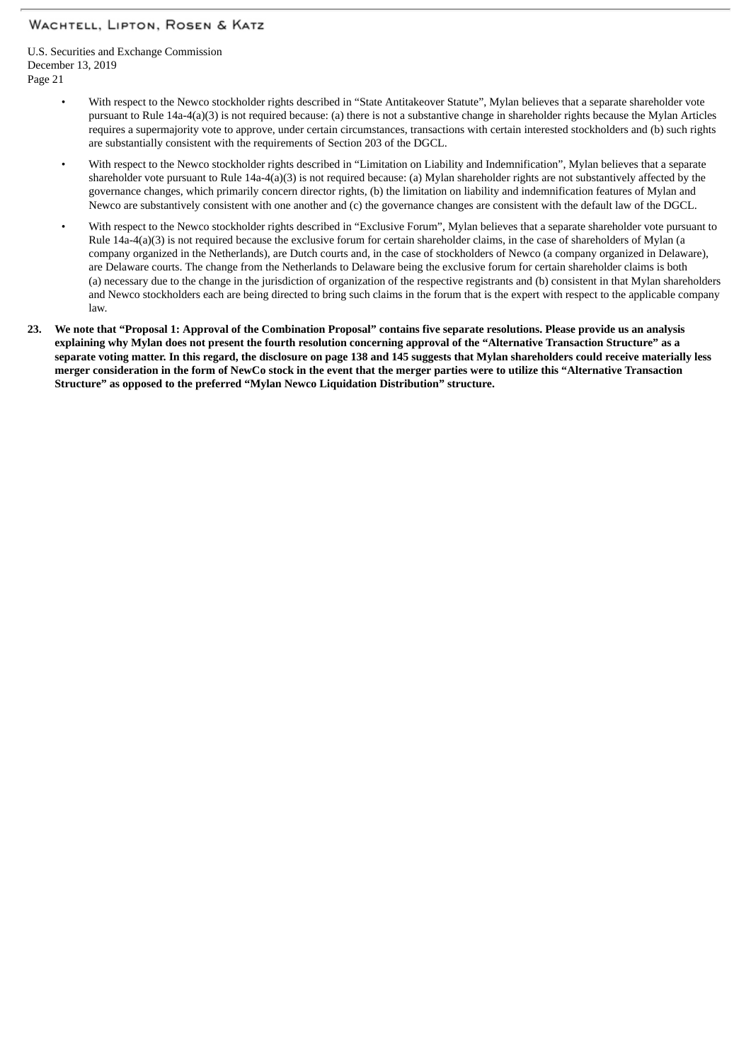- With respect to the Newco stockholder rights described in "State Antitakeover Statute", Mylan believes that a separate shareholder vote pursuant to Rule 14a-4(a)(3) is not required because: (a) there is not a substantive change in shareholder rights because the Mylan Articles requires a supermajority vote to approve, under certain circumstances, transactions with certain interested stockholders and (b) such rights are substantially consistent with the requirements of Section 203 of the DGCL.
- With respect to the Newco stockholder rights described in "Limitation on Liability and Indemnification", Mylan believes that a separate shareholder vote pursuant to Rule 14a-4(a)(3) is not required because: (a) Mylan shareholder rights are not substantively affected by the governance changes, which primarily concern director rights, (b) the limitation on liability and indemnification features of Mylan and Newco are substantively consistent with one another and (c) the governance changes are consistent with the default law of the DGCL.
- With respect to the Newco stockholder rights described in "Exclusive Forum", Mylan believes that a separate shareholder vote pursuant to Rule 14a-4(a)(3) is not required because the exclusive forum for certain shareholder claims, in the case of shareholders of Mylan (a company organized in the Netherlands), are Dutch courts and, in the case of stockholders of Newco (a company organized in Delaware), are Delaware courts. The change from the Netherlands to Delaware being the exclusive forum for certain shareholder claims is both (a) necessary due to the change in the jurisdiction of organization of the respective registrants and (b) consistent in that Mylan shareholders and Newco stockholders each are being directed to bring such claims in the forum that is the expert with respect to the applicable company law.

**23. We note that "Proposal 1: Approval of the Combination Proposal" contains five separate resolutions. Please provide us an analysis explaining why Mylan does not present the fourth resolution concerning approval of the "Alternative Transaction Structure" as a separate voting matter. In this regard, the disclosure on page 138 and 145 suggests that Mylan shareholders could receive materially less merger consideration in the form of NewCo stock in the event that the merger parties were to utilize this "Alternative Transaction Structure" as opposed to the preferred "Mylan Newco Liquidation Distribution" structure.**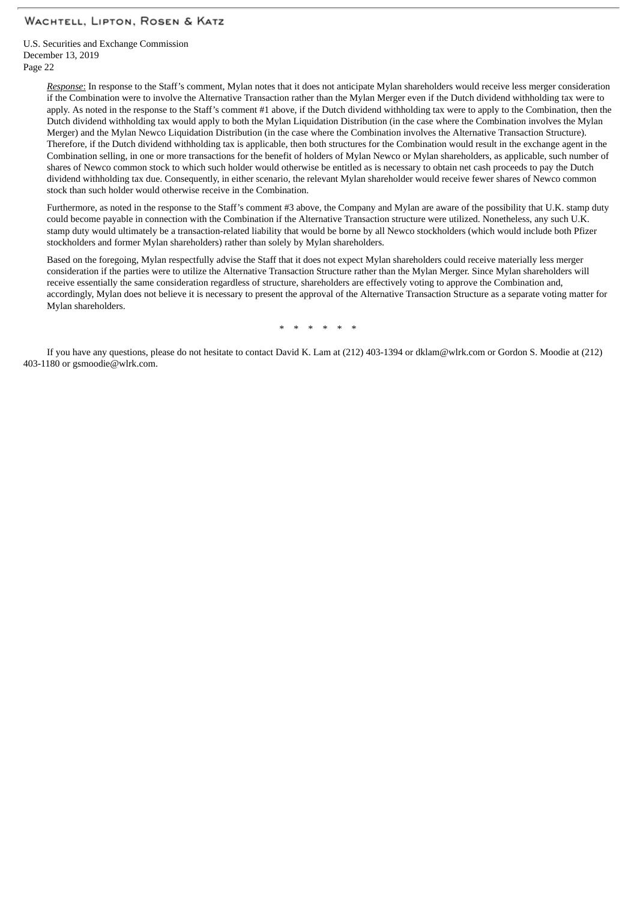*Response*: In response to the Staff's comment, Mylan notes that it does not anticipate Mylan shareholders would receive less merger consideration if the Combination were to involve the Alternative Transaction rather than the Mylan Merger even if the Dutch dividend withholding tax were to apply. As noted in the response to the Staff's comment #1 above, if the Dutch dividend withholding tax were to apply to the Combination, then the Dutch dividend withholding tax would apply to both the Mylan Liquidation Distribution (in the case where the Combination involves the Mylan Merger) and the Mylan Newco Liquidation Distribution (in the case where the Combination involves the Alternative Transaction Structure). Therefore, if the Dutch dividend withholding tax is applicable, then both structures for the Combination would result in the exchange agent in the Combination selling, in one or more transactions for the benefit of holders of Mylan Newco or Mylan shareholders, as applicable, such number of shares of Newco common stock to which such holder would otherwise be entitled as is necessary to obtain net cash proceeds to pay the Dutch dividend withholding tax due. Consequently, in either scenario, the relevant Mylan shareholder would receive fewer shares of Newco common stock than such holder would otherwise receive in the Combination.

Furthermore, as noted in the response to the Staff's comment #3 above, the Company and Mylan are aware of the possibility that U.K. stamp duty could become payable in connection with the Combination if the Alternative Transaction structure were utilized. Nonetheless, any such U.K. stamp duty would ultimately be a transaction-related liability that would be borne by all Newco stockholders (which would include both Pfizer stockholders and former Mylan shareholders) rather than solely by Mylan shareholders.

Based on the foregoing, Mylan respectfully advise the Staff that it does not expect Mylan shareholders could receive materially less merger consideration if the parties were to utilize the Alternative Transaction Structure rather than the Mylan Merger. Since Mylan shareholders will receive essentially the same consideration regardless of structure, shareholders are effectively voting to approve the Combination and, accordingly, Mylan does not believe it is necessary to present the approval of the Alternative Transaction Structure as a separate voting matter for Mylan shareholders.

\* \* \* \* \* \*

If you have any questions, please do not hesitate to contact David K. Lam at (212) 403-1394 or dklam@wlrk.com or Gordon S. Moodie at (212) 403-1180 or gsmoodie@wlrk.com.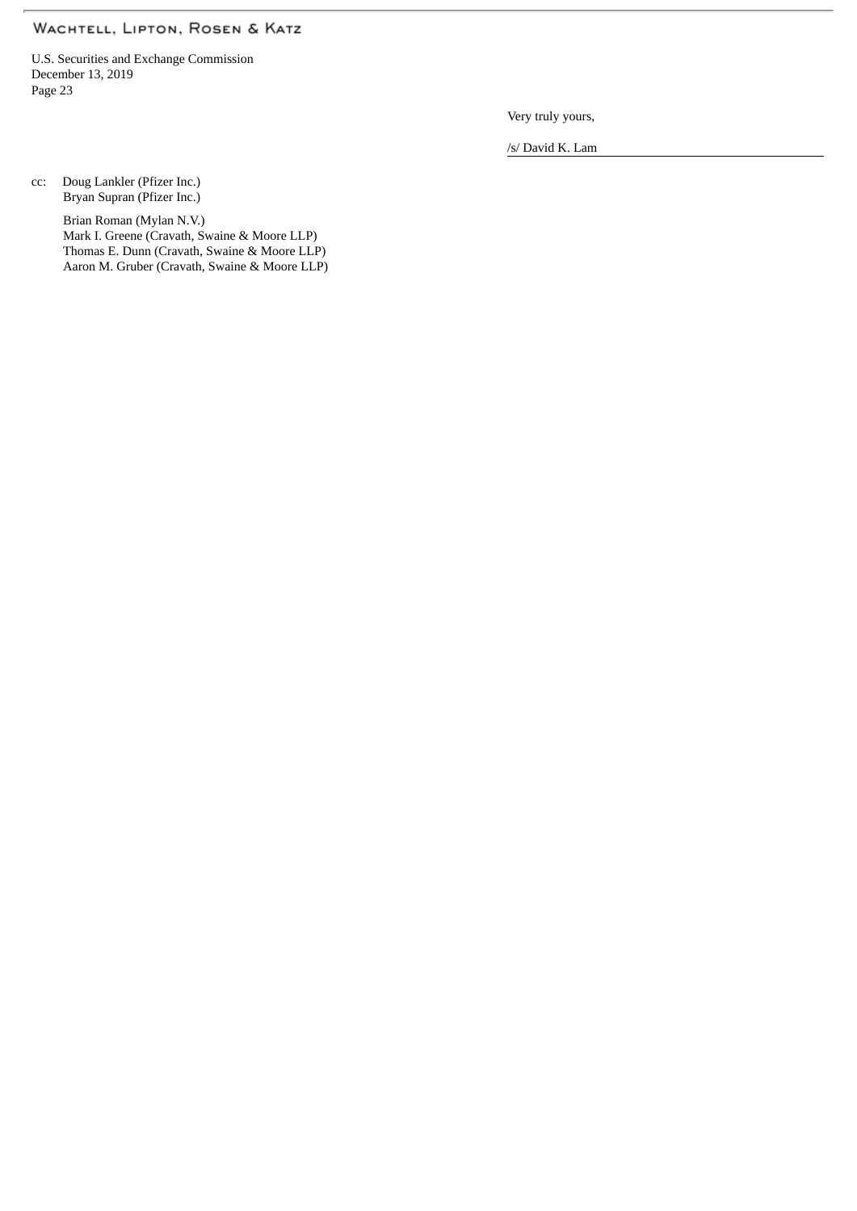Very truly yours,

/s/ David K. Lam

cc: Doug Lankler (Pfizer Inc.)
Bryan Supran (Pfizer Inc.)

Brian Roman (Mylan N.V.)
Mark I. Greene (Cravath, Swaine & Moore LLP)
Thomas E. Dunn (Cravath, Swaine & Moore LLP)
Aaron M. Gruber (Cravath, Swaine & Moore LLP)